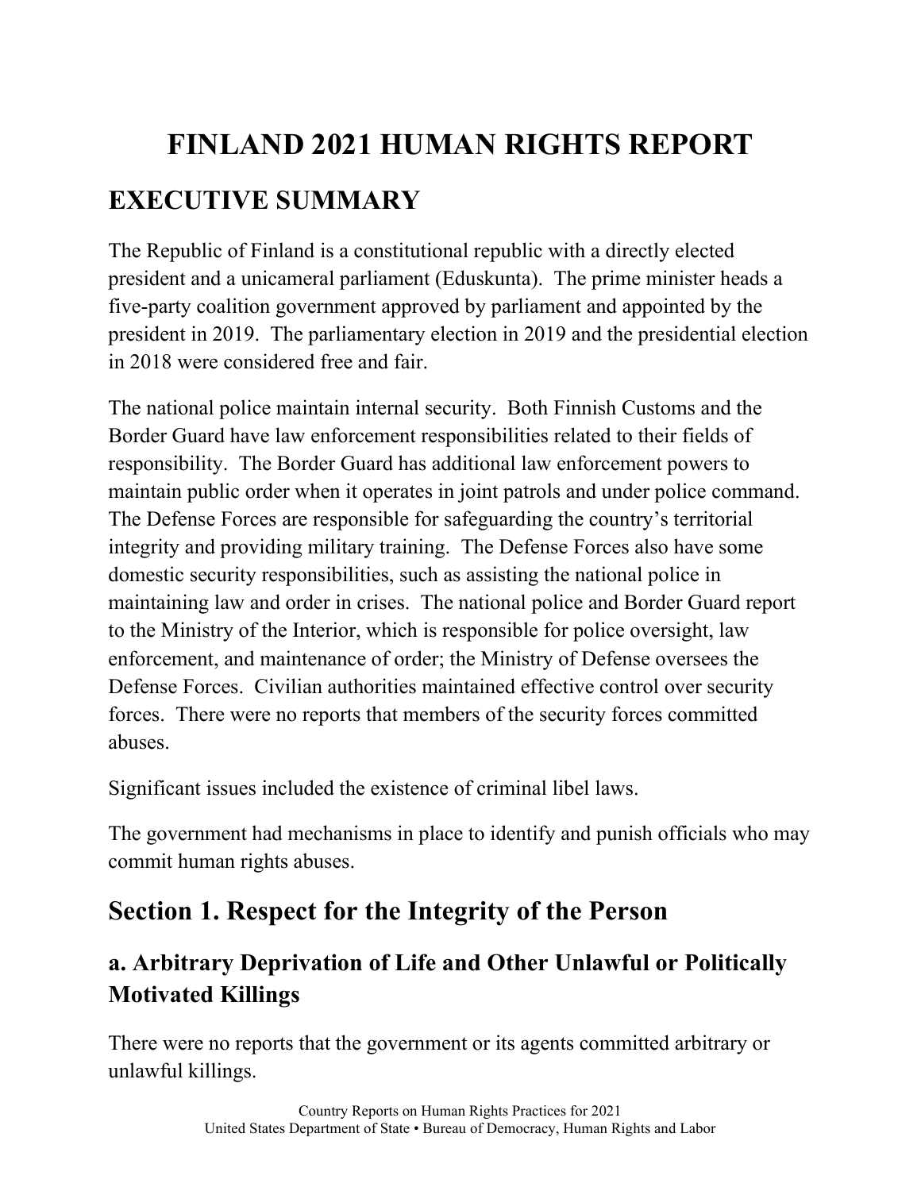# FINLAND 2021 HUMAN RIGHTS REPORT

## EXECUTIVE SUMMARY

The Republic of Finland is a constitutional republic with a directly elected president and a unicameral parliament (Eduskunta). The prime minister heads a five-party coalition government approved by parliament and appointed by the president in 2019. The parliamentary election in 2019 and the presidential election in 2018 were considered free and fair.

The national police maintain internal security. Both Finnish Customs and the Border Guard have law enforcement responsibilities related to their fields of responsibility. The Border Guard has additional law enforcement powers to maintain public order when it operates in joint patrols and under police command. The Defense Forces are responsible for safeguarding the country's territorial integrity and providing military training. The Defense Forces also have some domestic security responsibilities, such as assisting the national police in maintaining law and order in crises. The national police and Border Guard report to the Ministry of the Interior, which is responsible for police oversight, law enforcement, and maintenance of order; the Ministry of Defense oversees the Defense Forces. Civilian authorities maintained effective control over security forces. There were no reports that members of the security forces committed abuses.

Significant issues included the existence of criminal libel laws.

The government had mechanisms in place to identify and punish officials who may commit human rights abuses.

## Section 1. Respect for the Integrity of the Person

### a. Arbitrary Deprivation of Life and Other Unlawful or Politically Motivated Killings

There were no reports that the government or its agents committed arbitrary or unlawful killings.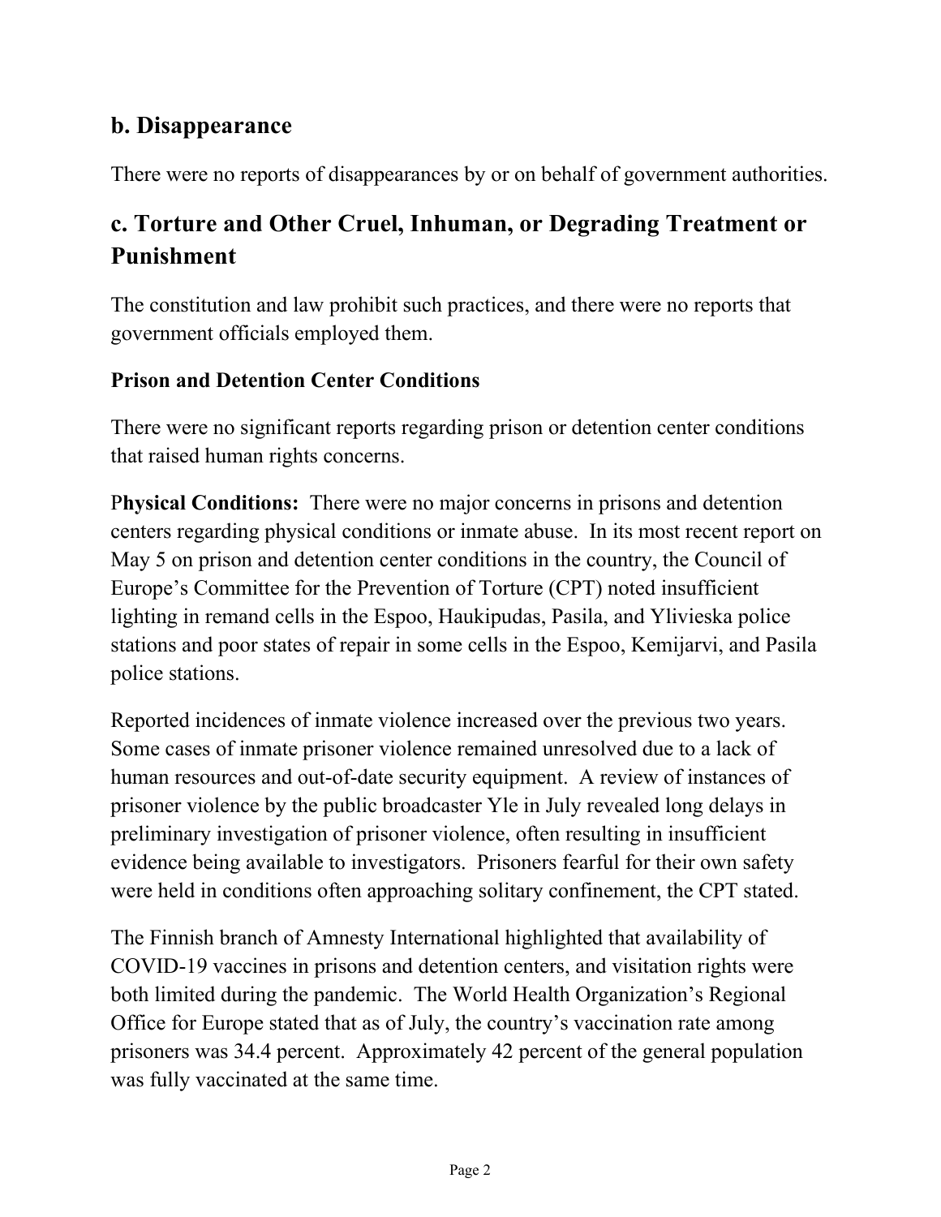## b. Disappearance

There were no reports of disappearances by or on behalf of government authorities.

## c. Torture and Other Cruel, Inhuman, or Degrading Treatment or Punishment

The constitution and law prohibit such practices, and there were no reports that government officials employed them.

### Prison and Detention Center Conditions

There were no significant reports regarding prison or detention center conditions that raised human rights concerns.

**Physical Conditions:** There were no major concerns in prisons and detention centers regarding physical conditions or inmate abuse. In its most recent report on May 5 on prison and detention center conditions in the country, the Council of Europe's Committee for the Prevention of Torture (CPT) noted insufficient lighting in remand cells in the Espoo, Haukipudas, Pasila, and Ylivieska police stations and poor states of repair in some cells in the Espoo, Kemijarvi, and Pasila police stations.

Reported incidences of inmate violence increased over the previous two years. Some cases of inmate prisoner violence remained unresolved due to a lack of human resources and out-of-date security equipment. A review of instances of prisoner violence by the public broadcaster Yle in July revealed long delays in preliminary investigation of prisoner violence, often resulting in insufficient evidence being available to investigators. Prisoners fearful for their own safety were held in conditions often approaching solitary confinement, the CPT stated.

The Finnish branch of Amnesty International highlighted that availability of COVID-19 vaccines in prisons and detention centers, and visitation rights were both limited during the pandemic. The World Health Organization's Regional Office for Europe stated that as of July, the country's vaccination rate among prisoners was 34.4 percent. Approximately 42 percent of the general population was fully vaccinated at the same time.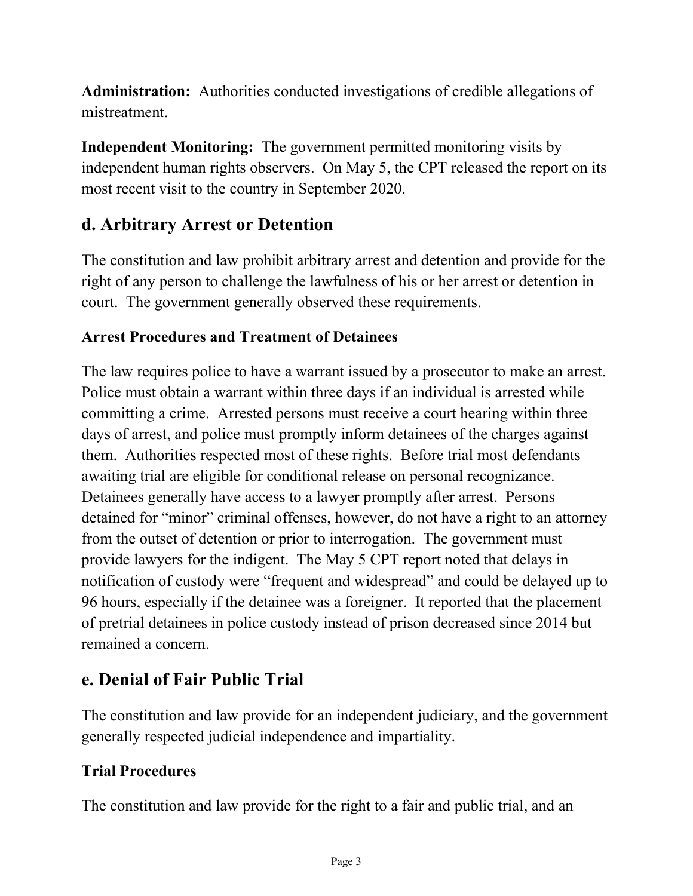**Administration:** Authorities conducted investigations of credible allegations of mistreatment.

**Independent Monitoring:** The government permitted monitoring visits by independent human rights observers. On May 5, the CPT released the report on its most recent visit to the country in September 2020.

## d. Arbitrary Arrest or Detention

The constitution and law prohibit arbitrary arrest and detention and provide for the right of any person to challenge the lawfulness of his or her arrest or detention in court. The government generally observed these requirements.

### Arrest Procedures and Treatment of Detainees

The law requires police to have a warrant issued by a prosecutor to make an arrest. Police must obtain a warrant within three days if an individual is arrested while committing a crime. Arrested persons must receive a court hearing within three days of arrest, and police must promptly inform detainees of the charges against them. Authorities respected most of these rights. Before trial most defendants awaiting trial are eligible for conditional release on personal recognizance. Detainees generally have access to a lawyer promptly after arrest. Persons detained for "minor" criminal offenses, however, do not have a right to an attorney from the outset of detention or prior to interrogation. The government must provide lawyers for the indigent. The May 5 CPT report noted that delays in notification of custody were "frequent and widespread" and could be delayed up to 96 hours, especially if the detainee was a foreigner. It reported that the placement of pretrial detainees in police custody instead of prison decreased since 2014 but remained a concern.

## e. Denial of Fair Public Trial

The constitution and law provide for an independent judiciary, and the government generally respected judicial independence and impartiality.

### Trial Procedures

The constitution and law provide for the right to a fair and public trial, and an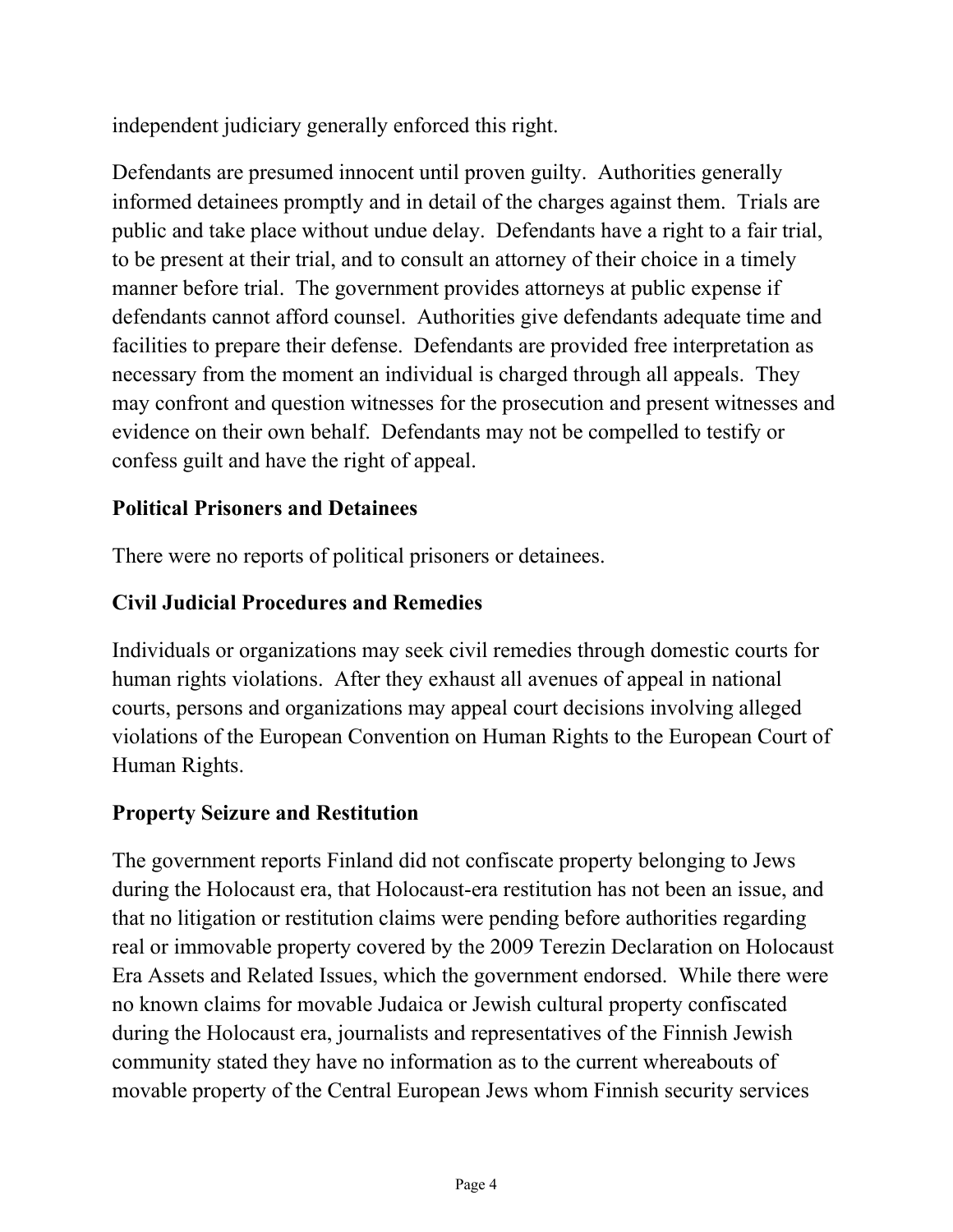independent judiciary generally enforced this right.

Defendants are presumed innocent until proven guilty. Authorities generally informed detainees promptly and in detail of the charges against them. Trials are public and take place without undue delay. Defendants have a right to a fair trial, to be present at their trial, and to consult an attorney of their choice in a timely manner before trial. The government provides attorneys at public expense if defendants cannot afford counsel. Authorities give defendants adequate time and facilities to prepare their defense. Defendants are provided free interpretation as necessary from the moment an individual is charged through all appeals. They may confront and question witnesses for the prosecution and present witnesses and evidence on their own behalf. Defendants may not be compelled to testify or confess guilt and have the right of appeal.

### Political Prisoners and Detainees

There were no reports of political prisoners or detainees.

### Civil Judicial Procedures and Remedies

Individuals or organizations may seek civil remedies through domestic courts for human rights violations. After they exhaust all avenues of appeal in national courts, persons and organizations may appeal court decisions involving alleged violations of the European Convention on Human Rights to the European Court of Human Rights.

### Property Seizure and Restitution

The government reports Finland did not confiscate property belonging to Jews during the Holocaust era, that Holocaust-era restitution has not been an issue, and that no litigation or restitution claims were pending before authorities regarding real or immovable property covered by the 2009 Terezin Declaration on Holocaust Era Assets and Related Issues, which the government endorsed. While there were no known claims for movable Judaica or Jewish cultural property confiscated during the Holocaust era, journalists and representatives of the Finnish Jewish community stated they have no information as to the current whereabouts of movable property of the Central European Jews whom Finnish security services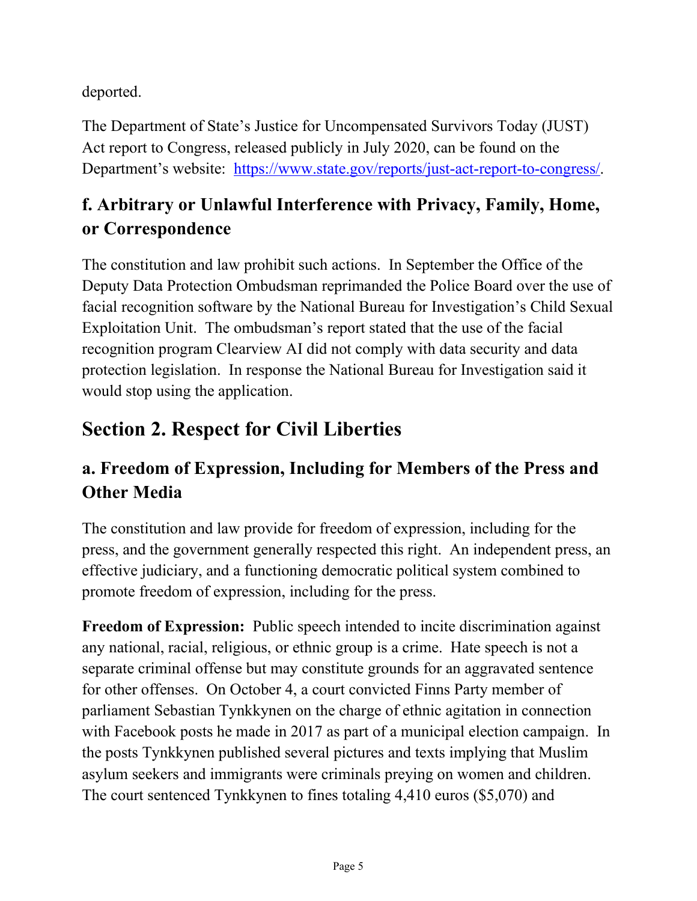deported.

The Department of State's Justice for Uncompensated Survivors Today (JUST) Act report to Congress, released publicly in July 2020, can be found on the Department's website: [https://www.state.gov/reports/just-act-report-to-congress/](https://www.state.gov/reports/just-act-report-to-congress/).

### f. Arbitrary or Unlawful Interference with Privacy, Family, Home, or Correspondence

The constitution and law prohibit such actions. In September the Office of the Deputy Data Protection Ombudsman reprimanded the Police Board over the use of facial recognition software by the National Bureau for Investigation's Child Sexual Exploitation Unit. The ombudsman's report stated that the use of the facial recognition program Clearview AI did not comply with data security and data protection legislation. In response the National Bureau for Investigation said it would stop using the application.

## Section 2. Respect for Civil Liberties

### a. Freedom of Expression, Including for Members of the Press and Other Media

The constitution and law provide for freedom of expression, including for the press, and the government generally respected this right. An independent press, an effective judiciary, and a functioning democratic political system combined to promote freedom of expression, including for the press.

**Freedom of Expression:** Public speech intended to incite discrimination against any national, racial, religious, or ethnic group is a crime. Hate speech is not a separate criminal offense but may constitute grounds for an aggravated sentence for other offenses. On October 4, a court convicted Finns Party member of parliament Sebastian Tynkkynen on the charge of ethnic agitation in connection with Facebook posts he made in 2017 as part of a municipal election campaign. In the posts Tynkkynen published several pictures and texts implying that Muslim asylum seekers and immigrants were criminals preying on women and children. The court sentenced Tynkkynen to fines totaling 4,410 euros ($5,070) and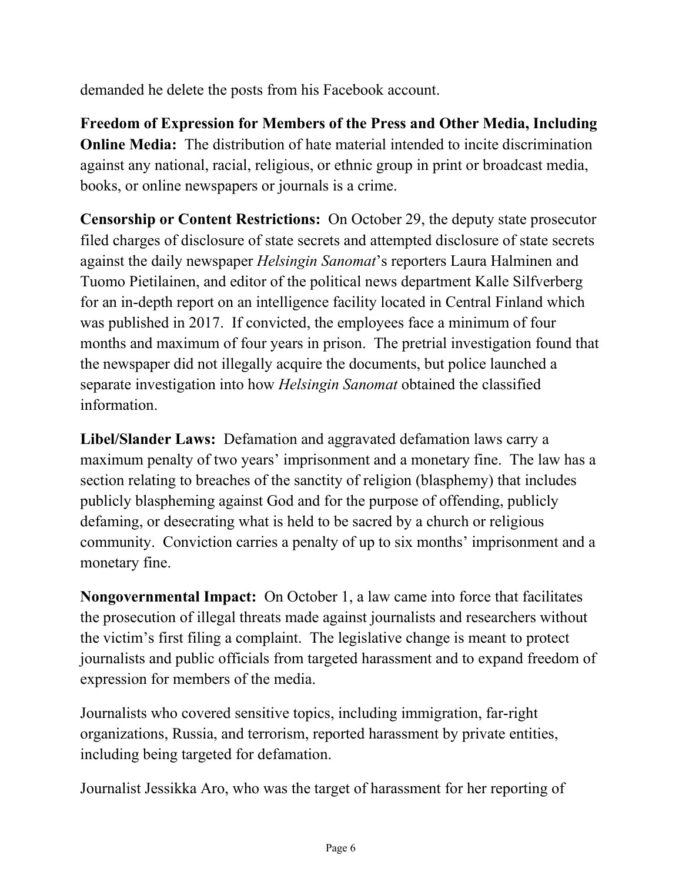demanded he delete the posts from his Facebook account.

**Freedom of Expression for Members of the Press and Other Media, Including Online Media:** The distribution of hate material intended to incite discrimination against any national, racial, religious, or ethnic group in print or broadcast media, books, or online newspapers or journals is a crime.

**Censorship or Content Restrictions:** On October 29, the deputy state prosecutor filed charges of disclosure of state secrets and attempted disclosure of state secrets against the daily newspaper *Helsingin Sanomat*'s reporters Laura Halminen and Tuomo Pietilainen, and editor of the political news department Kalle Silfverberg for an in-depth report on an intelligence facility located in Central Finland which was published in 2017. If convicted, the employees face a minimum of four months and maximum of four years in prison. The pretrial investigation found that the newspaper did not illegally acquire the documents, but police launched a separate investigation into how *Helsingin Sanomat* obtained the classified information.

**Libel/Slander Laws:** Defamation and aggravated defamation laws carry a maximum penalty of two years' imprisonment and a monetary fine. The law has a section relating to breaches of the sanctity of religion (blasphemy) that includes publicly blaspheming against God and for the purpose of offending, publicly defaming, or desecrating what is held to be sacred by a church or religious community. Conviction carries a penalty of up to six months' imprisonment and a monetary fine.

**Nongovernmental Impact:** On October 1, a law came into force that facilitates the prosecution of illegal threats made against journalists and researchers without the victim's first filing a complaint. The legislative change is meant to protect journalists and public officials from targeted harassment and to expand freedom of expression for members of the media.

Journalists who covered sensitive topics, including immigration, far-right organizations, Russia, and terrorism, reported harassment by private entities, including being targeted for defamation.

Journalist Jessikka Aro, who was the target of harassment for her reporting of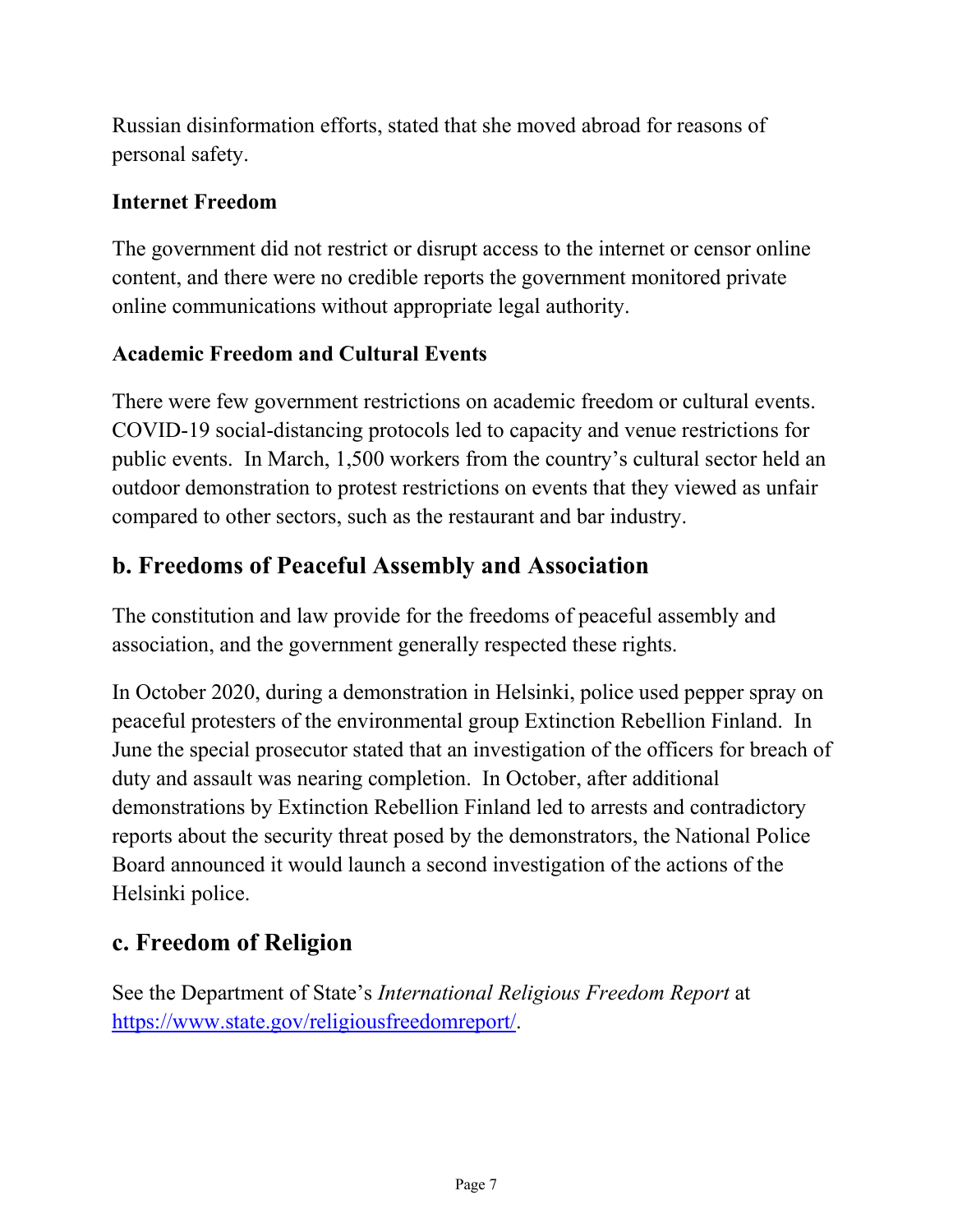Russian disinformation efforts, stated that she moved abroad for reasons of personal safety.

### Internet Freedom

The government did not restrict or disrupt access to the internet or censor online content, and there were no credible reports the government monitored private online communications without appropriate legal authority.

### Academic Freedom and Cultural Events

There were few government restrictions on academic freedom or cultural events. COVID-19 social-distancing protocols led to capacity and venue restrictions for public events. In March, 1,500 workers from the country's cultural sector held an outdoor demonstration to protest restrictions on events that they viewed as unfair compared to other sectors, such as the restaurant and bar industry.

## b. Freedoms of Peaceful Assembly and Association

The constitution and law provide for the freedoms of peaceful assembly and association, and the government generally respected these rights.

In October 2020, during a demonstration in Helsinki, police used pepper spray on peaceful protesters of the environmental group Extinction Rebellion Finland. In June the special prosecutor stated that an investigation of the officers for breach of duty and assault was nearing completion. In October, after additional demonstrations by Extinction Rebellion Finland led to arrests and contradictory reports about the security threat posed by the demonstrators, the National Police Board announced it would launch a second investigation of the actions of the Helsinki police.

## c. Freedom of Religion

See the Department of State's *International Religious Freedom Report* at [https://www.state.gov/religiousfreedomreport/](https://www.state.gov/religiousfreedomreport/).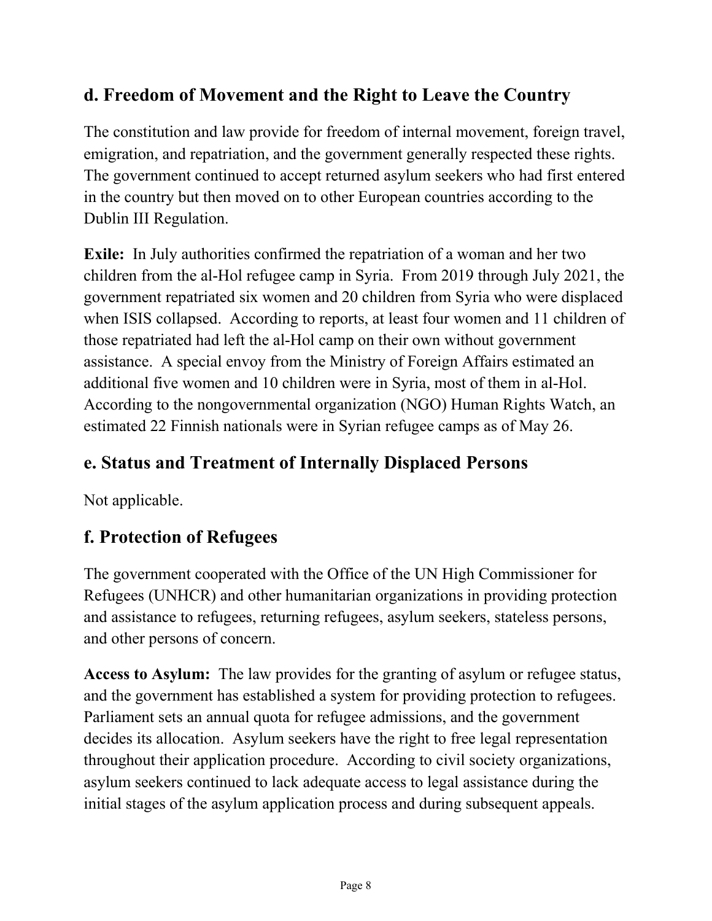## d. Freedom of Movement and the Right to Leave the Country

The constitution and law provide for freedom of internal movement, foreign travel, emigration, and repatriation, and the government generally respected these rights. The government continued to accept returned asylum seekers who had first entered in the country but then moved on to other European countries according to the Dublin III Regulation.

**Exile:** In July authorities confirmed the repatriation of a woman and her two children from the al-Hol refugee camp in Syria. From 2019 through July 2021, the government repatriated six women and 20 children from Syria who were displaced when ISIS collapsed. According to reports, at least four women and 11 children of those repatriated had left the al-Hol camp on their own without government assistance. A special envoy from the Ministry of Foreign Affairs estimated an additional five women and 10 children were in Syria, most of them in al-Hol. According to the nongovernmental organization (NGO) Human Rights Watch, an estimated 22 Finnish nationals were in Syrian refugee camps as of May 26.

## e. Status and Treatment of Internally Displaced Persons

Not applicable.

## f. Protection of Refugees

The government cooperated with the Office of the UN High Commissioner for Refugees (UNHCR) and other humanitarian organizations in providing protection and assistance to refugees, returning refugees, asylum seekers, stateless persons, and other persons of concern.

**Access to Asylum:** The law provides for the granting of asylum or refugee status, and the government has established a system for providing protection to refugees. Parliament sets an annual quota for refugee admissions, and the government decides its allocation. Asylum seekers have the right to free legal representation throughout their application procedure. According to civil society organizations, asylum seekers continued to lack adequate access to legal assistance during the initial stages of the asylum application process and during subsequent appeals.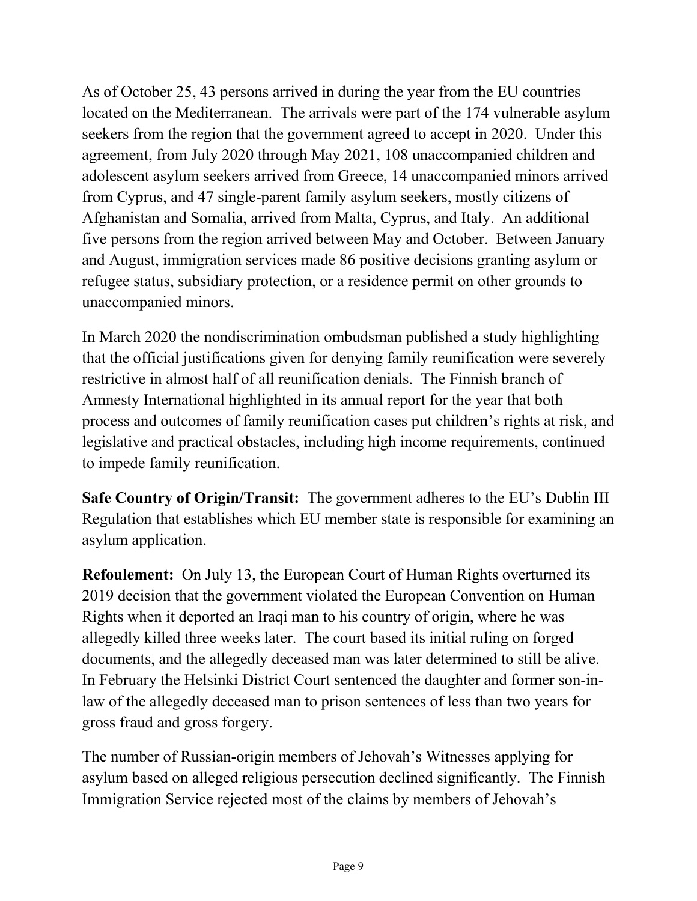As of October 25, 43 persons arrived in during the year from the EU countries located on the Mediterranean. The arrivals were part of the 174 vulnerable asylum seekers from the region that the government agreed to accept in 2020. Under this agreement, from July 2020 through May 2021, 108 unaccompanied children and adolescent asylum seekers arrived from Greece, 14 unaccompanied minors arrived from Cyprus, and 47 single-parent family asylum seekers, mostly citizens of Afghanistan and Somalia, arrived from Malta, Cyprus, and Italy. An additional five persons from the region arrived between May and October. Between January and August, immigration services made 86 positive decisions granting asylum or refugee status, subsidiary protection, or a residence permit on other grounds to unaccompanied minors.

In March 2020 the nondiscrimination ombudsman published a study highlighting that the official justifications given for denying family reunification were severely restrictive in almost half of all reunification denials. The Finnish branch of Amnesty International highlighted in its annual report for the year that both process and outcomes of family reunification cases put children's rights at risk, and legislative and practical obstacles, including high income requirements, continued to impede family reunification.

**Safe Country of Origin/Transit:** The government adheres to the EU's Dublin III Regulation that establishes which EU member state is responsible for examining an asylum application.

**Refoulement:** On July 13, the European Court of Human Rights overturned its 2019 decision that the government violated the European Convention on Human Rights when it deported an Iraqi man to his country of origin, where he was allegedly killed three weeks later. The court based its initial ruling on forged documents, and the allegedly deceased man was later determined to still be alive. In February the Helsinki District Court sentenced the daughter and former son-in-law of the allegedly deceased man to prison sentences of less than two years for gross fraud and gross forgery.

The number of Russian-origin members of Jehovah's Witnesses applying for asylum based on alleged religious persecution declined significantly. The Finnish Immigration Service rejected most of the claims by members of Jehovah's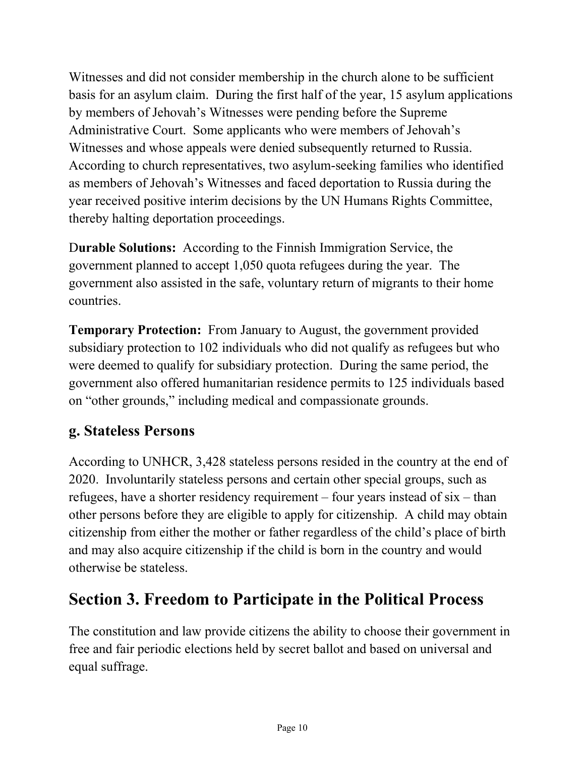Witnesses and did not consider membership in the church alone to be sufficient basis for an asylum claim. During the first half of the year, 15 asylum applications by members of Jehovah's Witnesses were pending before the Supreme Administrative Court. Some applicants who were members of Jehovah's Witnesses and whose appeals were denied subsequently returned to Russia. According to church representatives, two asylum-seeking families who identified as members of Jehovah's Witnesses and faced deportation to Russia during the year received positive interim decisions by the UN Humans Rights Committee, thereby halting deportation proceedings.

D**urable Solutions:** According to the Finnish Immigration Service, the government planned to accept 1,050 quota refugees during the year. The government also assisted in the safe, voluntary return of migrants to their home countries.

**Temporary Protection:** From January to August, the government provided subsidiary protection to 102 individuals who did not qualify as refugees but who were deemed to qualify for subsidiary protection. During the same period, the government also offered humanitarian residence permits to 125 individuals based on "other grounds," including medical and compassionate grounds.

## g. Stateless Persons

According to UNHCR, 3,428 stateless persons resided in the country at the end of 2020. Involuntarily stateless persons and certain other special groups, such as refugees, have a shorter residency requirement – four years instead of six – than other persons before they are eligible to apply for citizenship. A child may obtain citizenship from either the mother or father regardless of the child's place of birth and may also acquire citizenship if the child is born in the country and would otherwise be stateless.

# Section 3. Freedom to Participate in the Political Process

The constitution and law provide citizens the ability to choose their government in free and fair periodic elections held by secret ballot and based on universal and equal suffrage.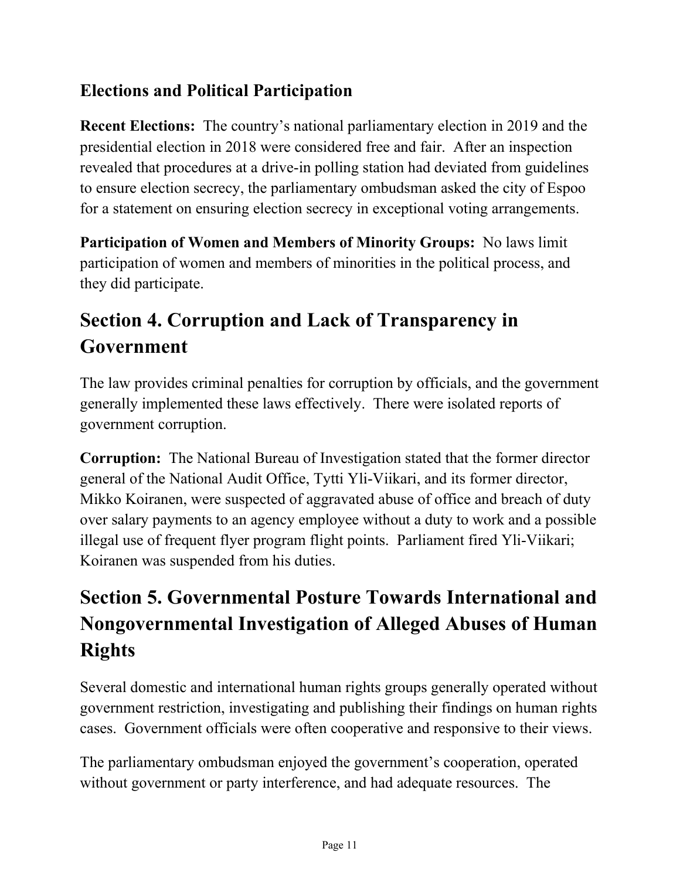### Elections and Political Participation

**Recent Elections:** The country's national parliamentary election in 2019 and the presidential election in 2018 were considered free and fair. After an inspection revealed that procedures at a drive-in polling station had deviated from guidelines to ensure election secrecy, the parliamentary ombudsman asked the city of Espoo for a statement on ensuring election secrecy in exceptional voting arrangements.

**Participation of Women and Members of Minority Groups:** No laws limit participation of women and members of minorities in the political process, and they did participate.

## Section 4. Corruption and Lack of Transparency in Government

The law provides criminal penalties for corruption by officials, and the government generally implemented these laws effectively. There were isolated reports of government corruption.

**Corruption:** The National Bureau of Investigation stated that the former director general of the National Audit Office, Tytti Yli-Viikari, and its former director, Mikko Koiranen, were suspected of aggravated abuse of office and breach of duty over salary payments to an agency employee without a duty to work and a possible illegal use of frequent flyer program flight points. Parliament fired Yli-Viikari; Koiranen was suspended from his duties.

## Section 5. Governmental Posture Towards International and Nongovernmental Investigation of Alleged Abuses of Human Rights

Several domestic and international human rights groups generally operated without government restriction, investigating and publishing their findings on human rights cases. Government officials were often cooperative and responsive to their views.

The parliamentary ombudsman enjoyed the government's cooperation, operated without government or party interference, and had adequate resources. The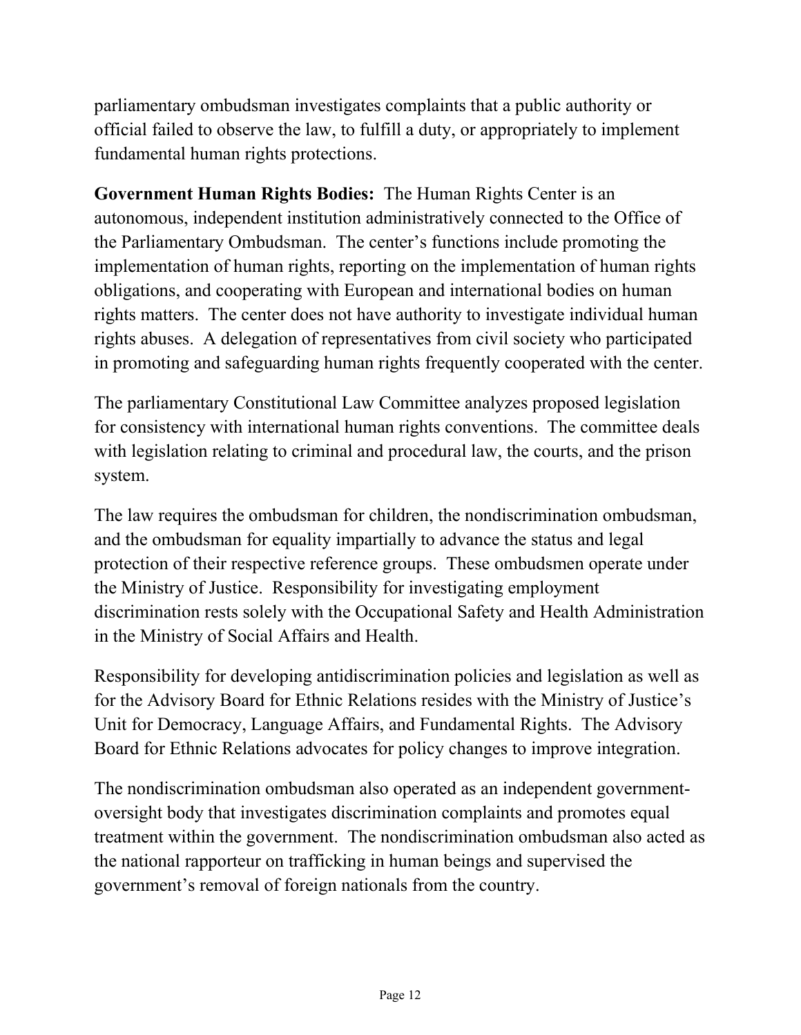parliamentary ombudsman investigates complaints that a public authority or official failed to observe the law, to fulfill a duty, or appropriately to implement fundamental human rights protections.

**Government Human Rights Bodies:** The Human Rights Center is an autonomous, independent institution administratively connected to the Office of the Parliamentary Ombudsman. The center's functions include promoting the implementation of human rights, reporting on the implementation of human rights obligations, and cooperating with European and international bodies on human rights matters. The center does not have authority to investigate individual human rights abuses. A delegation of representatives from civil society who participated in promoting and safeguarding human rights frequently cooperated with the center.

The parliamentary Constitutional Law Committee analyzes proposed legislation for consistency with international human rights conventions. The committee deals with legislation relating to criminal and procedural law, the courts, and the prison system.

The law requires the ombudsman for children, the nondiscrimination ombudsman, and the ombudsman for equality impartially to advance the status and legal protection of their respective reference groups. These ombudsmen operate under the Ministry of Justice. Responsibility for investigating employment discrimination rests solely with the Occupational Safety and Health Administration in the Ministry of Social Affairs and Health.

Responsibility for developing antidiscrimination policies and legislation as well as for the Advisory Board for Ethnic Relations resides with the Ministry of Justice's Unit for Democracy, Language Affairs, and Fundamental Rights. The Advisory Board for Ethnic Relations advocates for policy changes to improve integration.

The nondiscrimination ombudsman also operated as an independent government-oversight body that investigates discrimination complaints and promotes equal treatment within the government. The nondiscrimination ombudsman also acted as the national rapporteur on trafficking in human beings and supervised the government's removal of foreign nationals from the country.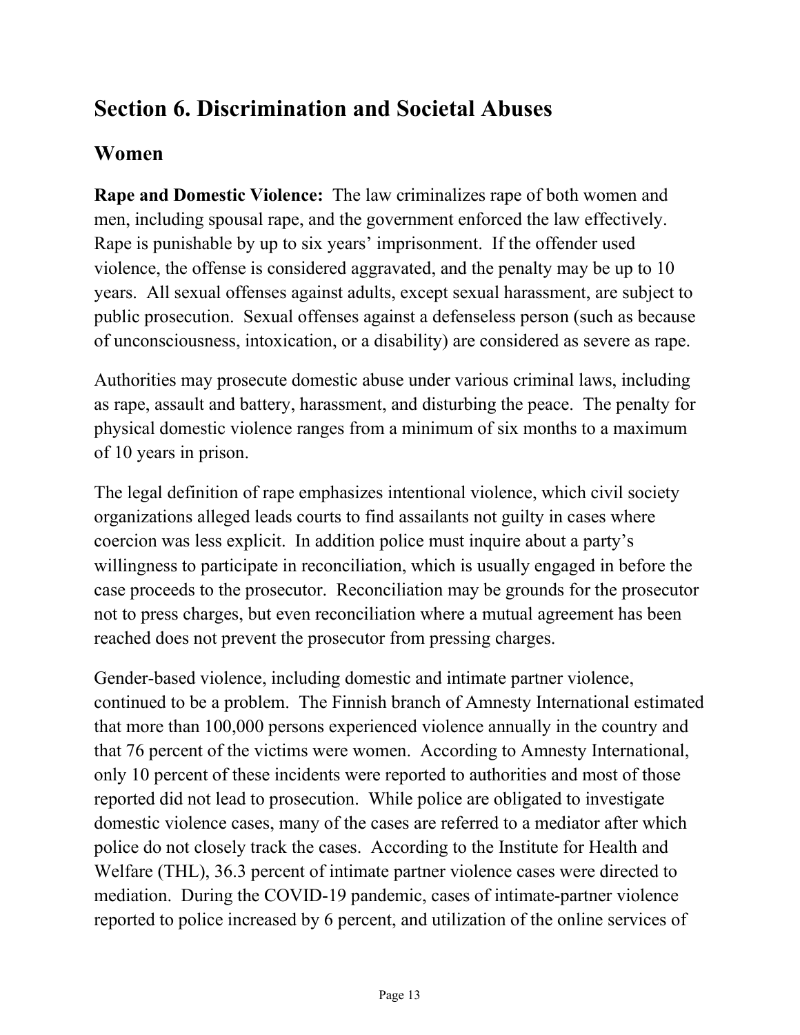## Section 6. Discrimination and Societal Abuses

### Women

**Rape and Domestic Violence:** The law criminalizes rape of both women and men, including spousal rape, and the government enforced the law effectively. Rape is punishable by up to six years' imprisonment. If the offender used violence, the offense is considered aggravated, and the penalty may be up to 10 years. All sexual offenses against adults, except sexual harassment, are subject to public prosecution. Sexual offenses against a defenseless person (such as because of unconsciousness, intoxication, or a disability) are considered as severe as rape.

Authorities may prosecute domestic abuse under various criminal laws, including as rape, assault and battery, harassment, and disturbing the peace. The penalty for physical domestic violence ranges from a minimum of six months to a maximum of 10 years in prison.

The legal definition of rape emphasizes intentional violence, which civil society organizations alleged leads courts to find assailants not guilty in cases where coercion was less explicit. In addition police must inquire about a party's willingness to participate in reconciliation, which is usually engaged in before the case proceeds to the prosecutor. Reconciliation may be grounds for the prosecutor not to press charges, but even reconciliation where a mutual agreement has been reached does not prevent the prosecutor from pressing charges.

Gender-based violence, including domestic and intimate partner violence, continued to be a problem. The Finnish branch of Amnesty International estimated that more than 100,000 persons experienced violence annually in the country and that 76 percent of the victims were women. According to Amnesty International, only 10 percent of these incidents were reported to authorities and most of those reported did not lead to prosecution. While police are obligated to investigate domestic violence cases, many of the cases are referred to a mediator after which police do not closely track the cases. According to the Institute for Health and Welfare (THL), 36.3 percent of intimate partner violence cases were directed to mediation. During the COVID-19 pandemic, cases of intimate-partner violence reported to police increased by 6 percent, and utilization of the online services of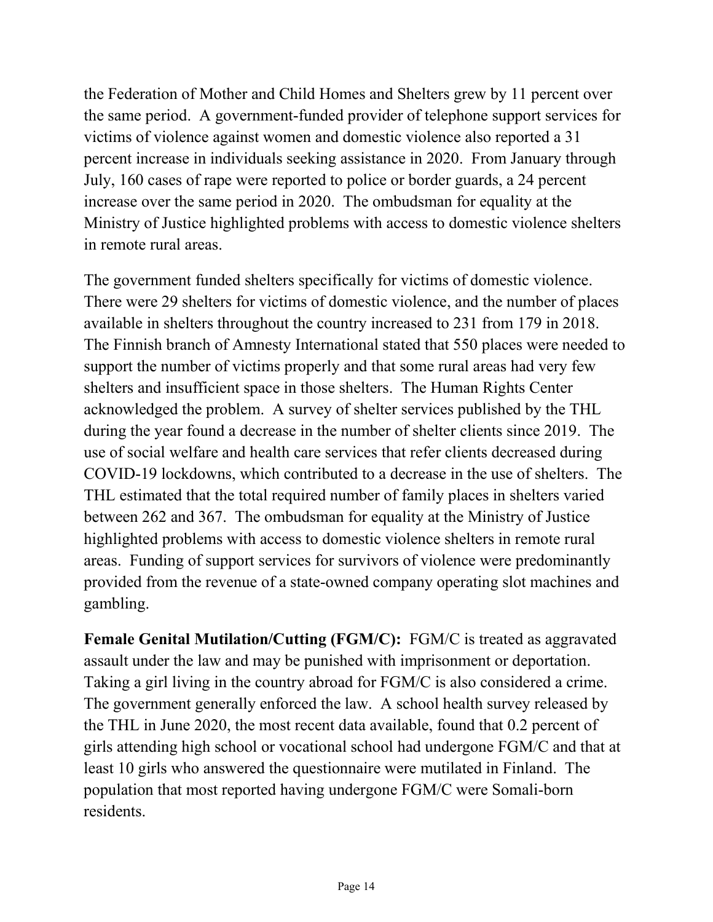the Federation of Mother and Child Homes and Shelters grew by 11 percent over the same period. A government-funded provider of telephone support services for victims of violence against women and domestic violence also reported a 31 percent increase in individuals seeking assistance in 2020. From January through July, 160 cases of rape were reported to police or border guards, a 24 percent increase over the same period in 2020. The ombudsman for equality at the Ministry of Justice highlighted problems with access to domestic violence shelters in remote rural areas.

The government funded shelters specifically for victims of domestic violence. There were 29 shelters for victims of domestic violence, and the number of places available in shelters throughout the country increased to 231 from 179 in 2018. The Finnish branch of Amnesty International stated that 550 places were needed to support the number of victims properly and that some rural areas had very few shelters and insufficient space in those shelters. The Human Rights Center acknowledged the problem. A survey of shelter services published by the THL during the year found a decrease in the number of shelter clients since 2019. The use of social welfare and health care services that refer clients decreased during COVID-19 lockdowns, which contributed to a decrease in the use of shelters. The THL estimated that the total required number of family places in shelters varied between 262 and 367. The ombudsman for equality at the Ministry of Justice highlighted problems with access to domestic violence shelters in remote rural areas. Funding of support services for survivors of violence were predominantly provided from the revenue of a state-owned company operating slot machines and gambling.

**Female Genital Mutilation/Cutting (FGM/C):** FGM/C is treated as aggravated assault under the law and may be punished with imprisonment or deportation. Taking a girl living in the country abroad for FGM/C is also considered a crime. The government generally enforced the law. A school health survey released by the THL in June 2020, the most recent data available, found that 0.2 percent of girls attending high school or vocational school had undergone FGM/C and that at least 10 girls who answered the questionnaire were mutilated in Finland. The population that most reported having undergone FGM/C were Somali-born residents.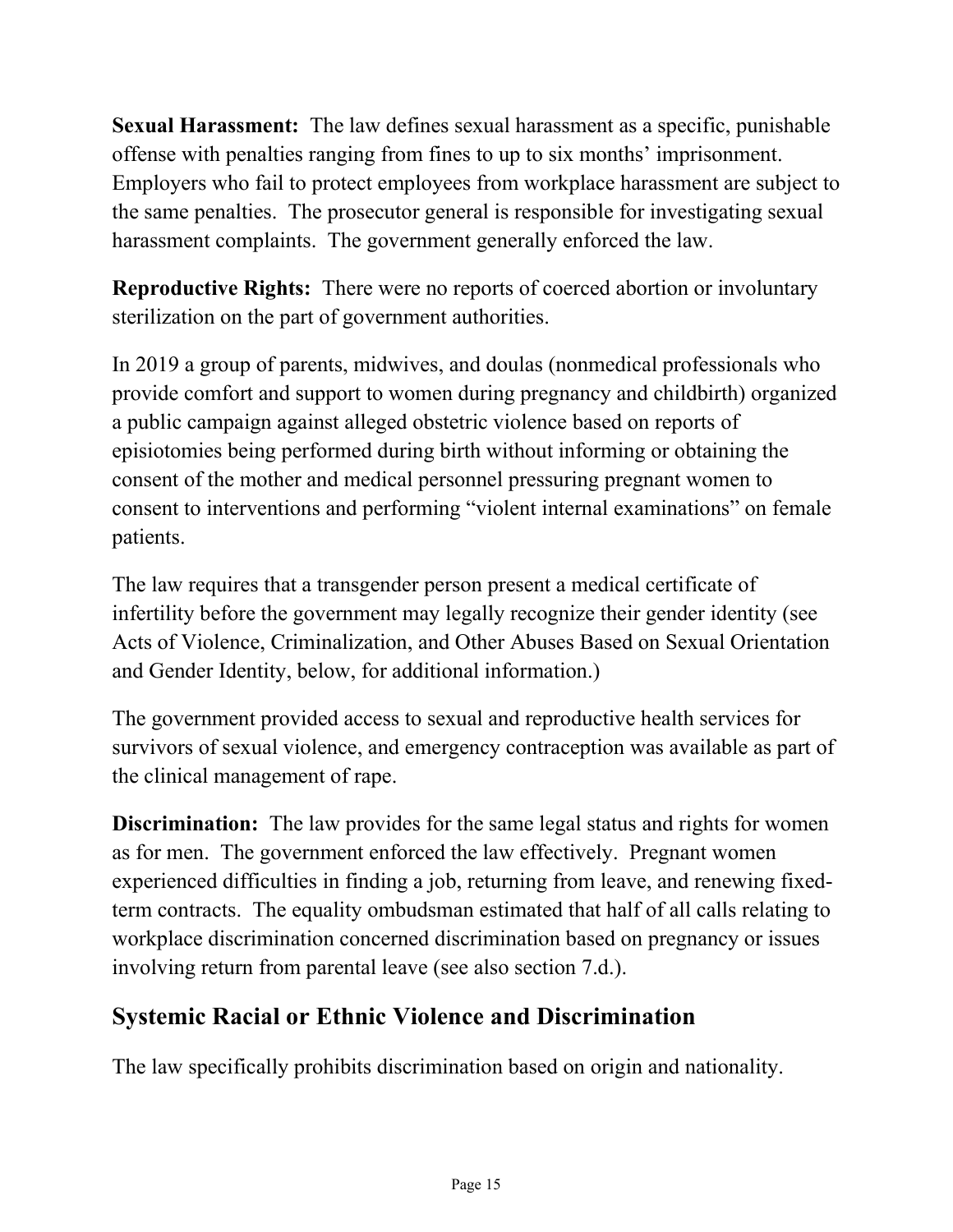**Sexual Harassment:** The law defines sexual harassment as a specific, punishable offense with penalties ranging from fines to up to six months' imprisonment. Employers who fail to protect employees from workplace harassment are subject to the same penalties. The prosecutor general is responsible for investigating sexual harassment complaints. The government generally enforced the law.

**Reproductive Rights:** There were no reports of coerced abortion or involuntary sterilization on the part of government authorities.

In 2019 a group of parents, midwives, and doulas (nonmedical professionals who provide comfort and support to women during pregnancy and childbirth) organized a public campaign against alleged obstetric violence based on reports of episiotomies being performed during birth without informing or obtaining the consent of the mother and medical personnel pressuring pregnant women to consent to interventions and performing "violent internal examinations" on female patients.

The law requires that a transgender person present a medical certificate of infertility before the government may legally recognize their gender identity (see Acts of Violence, Criminalization, and Other Abuses Based on Sexual Orientation and Gender Identity, below, for additional information.)

The government provided access to sexual and reproductive health services for survivors of sexual violence, and emergency contraception was available as part of the clinical management of rape.

**Discrimination:** The law provides for the same legal status and rights for women as for men. The government enforced the law effectively. Pregnant women experienced difficulties in finding a job, returning from leave, and renewing fixed-term contracts. The equality ombudsman estimated that half of all calls relating to workplace discrimination concerned discrimination based on pregnancy or issues involving return from parental leave (see also section 7.d.).

## Systemic Racial or Ethnic Violence and Discrimination

The law specifically prohibits discrimination based on origin and nationality.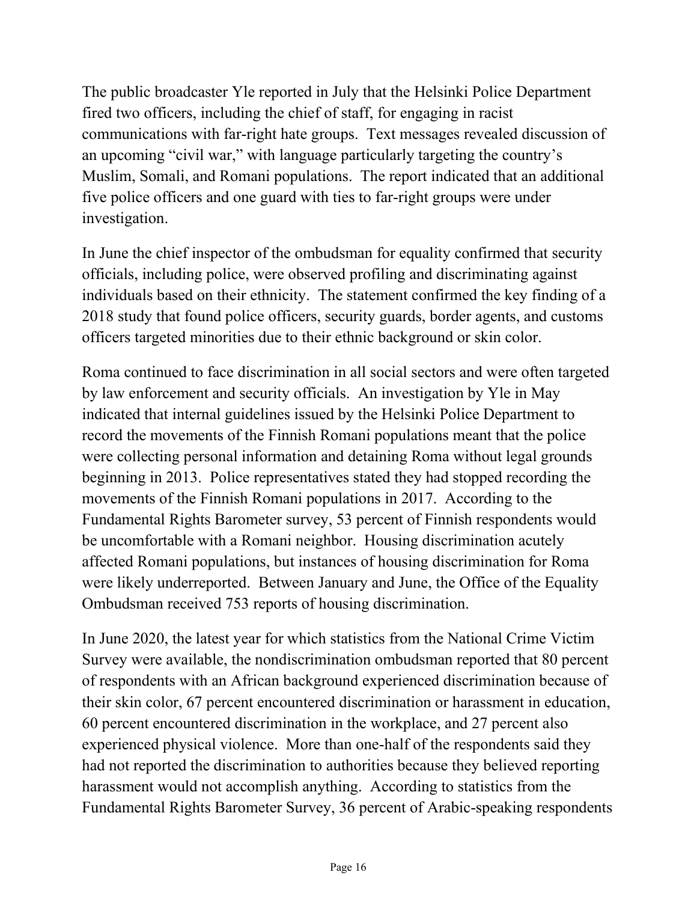The public broadcaster Yle reported in July that the Helsinki Police Department fired two officers, including the chief of staff, for engaging in racist communications with far-right hate groups. Text messages revealed discussion of an upcoming "civil war," with language particularly targeting the country's Muslim, Somali, and Romani populations. The report indicated that an additional five police officers and one guard with ties to far-right groups were under investigation.

In June the chief inspector of the ombudsman for equality confirmed that security officials, including police, were observed profiling and discriminating against individuals based on their ethnicity. The statement confirmed the key finding of a 2018 study that found police officers, security guards, border agents, and customs officers targeted minorities due to their ethnic background or skin color.

Roma continued to face discrimination in all social sectors and were often targeted by law enforcement and security officials. An investigation by Yle in May indicated that internal guidelines issued by the Helsinki Police Department to record the movements of the Finnish Romani populations meant that the police were collecting personal information and detaining Roma without legal grounds beginning in 2013. Police representatives stated they had stopped recording the movements of the Finnish Romani populations in 2017. According to the Fundamental Rights Barometer survey, 53 percent of Finnish respondents would be uncomfortable with a Romani neighbor. Housing discrimination acutely affected Romani populations, but instances of housing discrimination for Roma were likely underreported. Between January and June, the Office of the Equality Ombudsman received 753 reports of housing discrimination.

In June 2020, the latest year for which statistics from the National Crime Victim Survey were available, the nondiscrimination ombudsman reported that 80 percent of respondents with an African background experienced discrimination because of their skin color, 67 percent encountered discrimination or harassment in education, 60 percent encountered discrimination in the workplace, and 27 percent also experienced physical violence. More than one-half of the respondents said they had not reported the discrimination to authorities because they believed reporting harassment would not accomplish anything. According to statistics from the Fundamental Rights Barometer Survey, 36 percent of Arabic-speaking respondents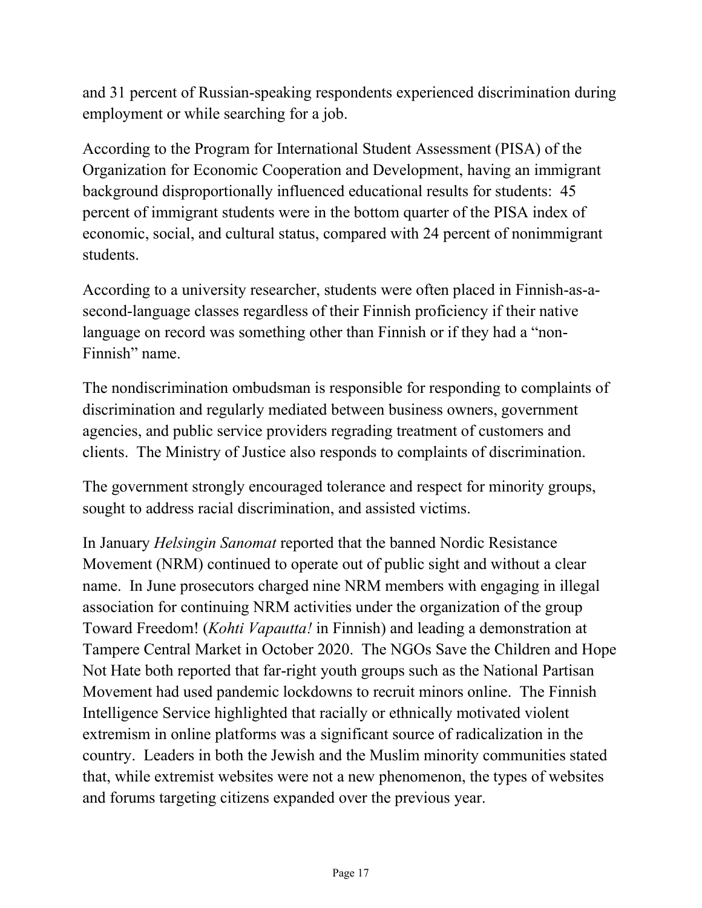and 31 percent of Russian-speaking respondents experienced discrimination during employment or while searching for a job.

According to the Program for International Student Assessment (PISA) of the Organization for Economic Cooperation and Development, having an immigrant background disproportionally influenced educational results for students: 45 percent of immigrant students were in the bottom quarter of the PISA index of economic, social, and cultural status, compared with 24 percent of nonimmigrant students.

According to a university researcher, students were often placed in Finnish-as-a-second-language classes regardless of their Finnish proficiency if their native language on record was something other than Finnish or if they had a "non-Finnish" name.

The nondiscrimination ombudsman is responsible for responding to complaints of discrimination and regularly mediated between business owners, government agencies, and public service providers regrading treatment of customers and clients. The Ministry of Justice also responds to complaints of discrimination.

The government strongly encouraged tolerance and respect for minority groups, sought to address racial discrimination, and assisted victims.

In January *Helsingin Sanomat* reported that the banned Nordic Resistance Movement (NRM) continued to operate out of public sight and without a clear name. In June prosecutors charged nine NRM members with engaging in illegal association for continuing NRM activities under the organization of the group Toward Freedom! (*Kohti Vapautta!* in Finnish) and leading a demonstration at Tampere Central Market in October 2020. The NGOs Save the Children and Hope Not Hate both reported that far-right youth groups such as the National Partisan Movement had used pandemic lockdowns to recruit minors online. The Finnish Intelligence Service highlighted that racially or ethnically motivated violent extremism in online platforms was a significant source of radicalization in the country. Leaders in both the Jewish and the Muslim minority communities stated that, while extremist websites were not a new phenomenon, the types of websites and forums targeting citizens expanded over the previous year.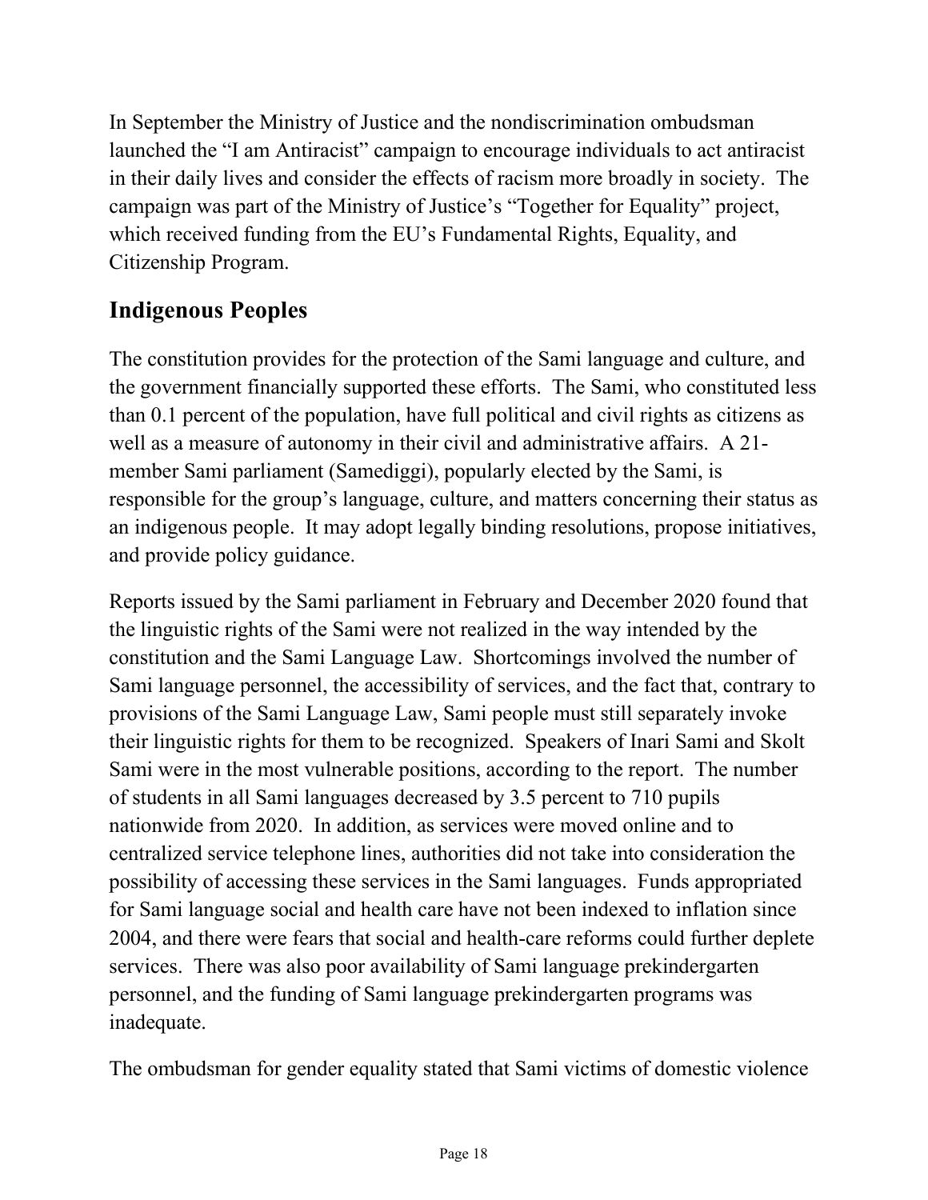In September the Ministry of Justice and the nondiscrimination ombudsman launched the "I am Antiracist" campaign to encourage individuals to act antiracist in their daily lives and consider the effects of racism more broadly in society. The campaign was part of the Ministry of Justice's "Together for Equality" project, which received funding from the EU's Fundamental Rights, Equality, and Citizenship Program.

## Indigenous Peoples

The constitution provides for the protection of the Sami language and culture, and the government financially supported these efforts. The Sami, who constituted less than 0.1 percent of the population, have full political and civil rights as citizens as well as a measure of autonomy in their civil and administrative affairs. A 21-member Sami parliament (Samediggi), popularly elected by the Sami, is responsible for the group's language, culture, and matters concerning their status as an indigenous people. It may adopt legally binding resolutions, propose initiatives, and provide policy guidance.

Reports issued by the Sami parliament in February and December 2020 found that the linguistic rights of the Sami were not realized in the way intended by the constitution and the Sami Language Law. Shortcomings involved the number of Sami language personnel, the accessibility of services, and the fact that, contrary to provisions of the Sami Language Law, Sami people must still separately invoke their linguistic rights for them to be recognized. Speakers of Inari Sami and Skolt Sami were in the most vulnerable positions, according to the report. The number of students in all Sami languages decreased by 3.5 percent to 710 pupils nationwide from 2020. In addition, as services were moved online and to centralized service telephone lines, authorities did not take into consideration the possibility of accessing these services in the Sami languages. Funds appropriated for Sami language social and health care have not been indexed to inflation since 2004, and there were fears that social and health-care reforms could further deplete services. There was also poor availability of Sami language prekindergarten personnel, and the funding of Sami language prekindergarten programs was inadequate.

The ombudsman for gender equality stated that Sami victims of domestic violence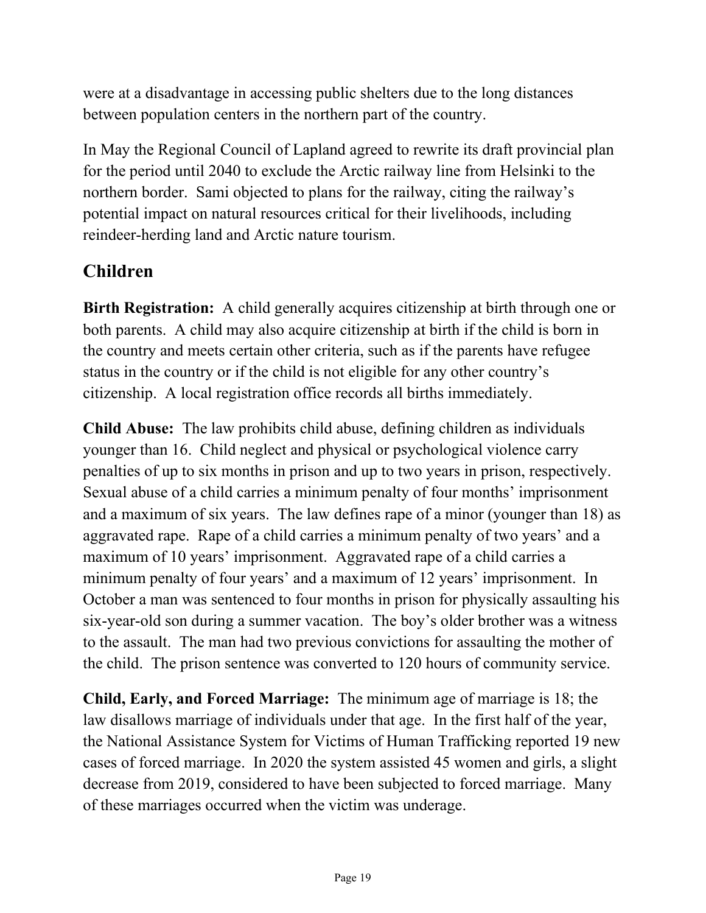were at a disadvantage in accessing public shelters due to the long distances between population centers in the northern part of the country.

In May the Regional Council of Lapland agreed to rewrite its draft provincial plan for the period until 2040 to exclude the Arctic railway line from Helsinki to the northern border. Sami objected to plans for the railway, citing the railway's potential impact on natural resources critical for their livelihoods, including reindeer-herding land and Arctic nature tourism.

## Children

**Birth Registration:** A child generally acquires citizenship at birth through one or both parents. A child may also acquire citizenship at birth if the child is born in the country and meets certain other criteria, such as if the parents have refugee status in the country or if the child is not eligible for any other country's citizenship. A local registration office records all births immediately.

**Child Abuse:** The law prohibits child abuse, defining children as individuals younger than 16. Child neglect and physical or psychological violence carry penalties of up to six months in prison and up to two years in prison, respectively. Sexual abuse of a child carries a minimum penalty of four months' imprisonment and a maximum of six years. The law defines rape of a minor (younger than 18) as aggravated rape. Rape of a child carries a minimum penalty of two years' and a maximum of 10 years' imprisonment. Aggravated rape of a child carries a minimum penalty of four years' and a maximum of 12 years' imprisonment. In October a man was sentenced to four months in prison for physically assaulting his six-year-old son during a summer vacation. The boy's older brother was a witness to the assault. The man had two previous convictions for assaulting the mother of the child. The prison sentence was converted to 120 hours of community service.

**Child, Early, and Forced Marriage:** The minimum age of marriage is 18; the law disallows marriage of individuals under that age. In the first half of the year, the National Assistance System for Victims of Human Trafficking reported 19 new cases of forced marriage. In 2020 the system assisted 45 women and girls, a slight decrease from 2019, considered to have been subjected to forced marriage. Many of these marriages occurred when the victim was underage.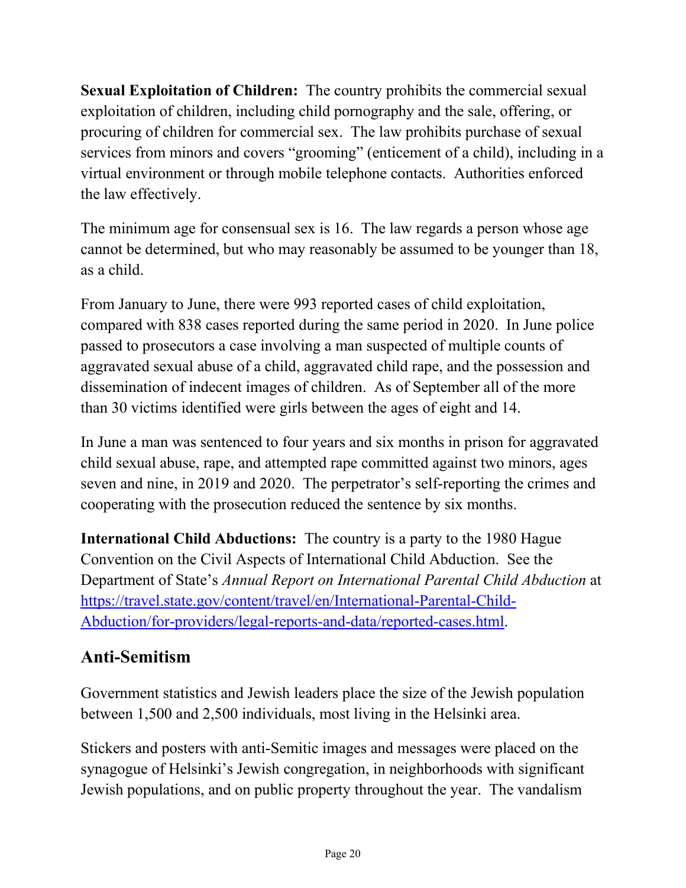**Sexual Exploitation of Children:** The country prohibits the commercial sexual exploitation of children, including child pornography and the sale, offering, or procuring of children for commercial sex. The law prohibits purchase of sexual services from minors and covers "grooming" (enticement of a child), including in a virtual environment or through mobile telephone contacts. Authorities enforced the law effectively.

The minimum age for consensual sex is 16. The law regards a person whose age cannot be determined, but who may reasonably be assumed to be younger than 18, as a child.

From January to June, there were 993 reported cases of child exploitation, compared with 838 cases reported during the same period in 2020. In June police passed to prosecutors a case involving a man suspected of multiple counts of aggravated sexual abuse of a child, aggravated child rape, and the possession and dissemination of indecent images of children. As of September all of the more than 30 victims identified were girls between the ages of eight and 14.

In June a man was sentenced to four years and six months in prison for aggravated child sexual abuse, rape, and attempted rape committed against two minors, ages seven and nine, in 2019 and 2020. The perpetrator's self-reporting the crimes and cooperating with the prosecution reduced the sentence by six months.

**International Child Abductions:** The country is a party to the 1980 Hague Convention on the Civil Aspects of International Child Abduction. See the Department of State's *Annual Report on International Parental Child Abduction* at [https://travel.state.gov/content/travel/en/International-Parental-Child-Abduction/for-providers/legal-reports-and-data/reported-cases.html](https://travel.state.gov/content/travel/en/International-Parental-Child-Abduction/for-providers/legal-reports-and-data/reported-cases.html).

## Anti-Semitism

Government statistics and Jewish leaders place the size of the Jewish population between 1,500 and 2,500 individuals, most living in the Helsinki area.

Stickers and posters with anti-Semitic images and messages were placed on the synagogue of Helsinki's Jewish congregation, in neighborhoods with significant Jewish populations, and on public property throughout the year. The vandalism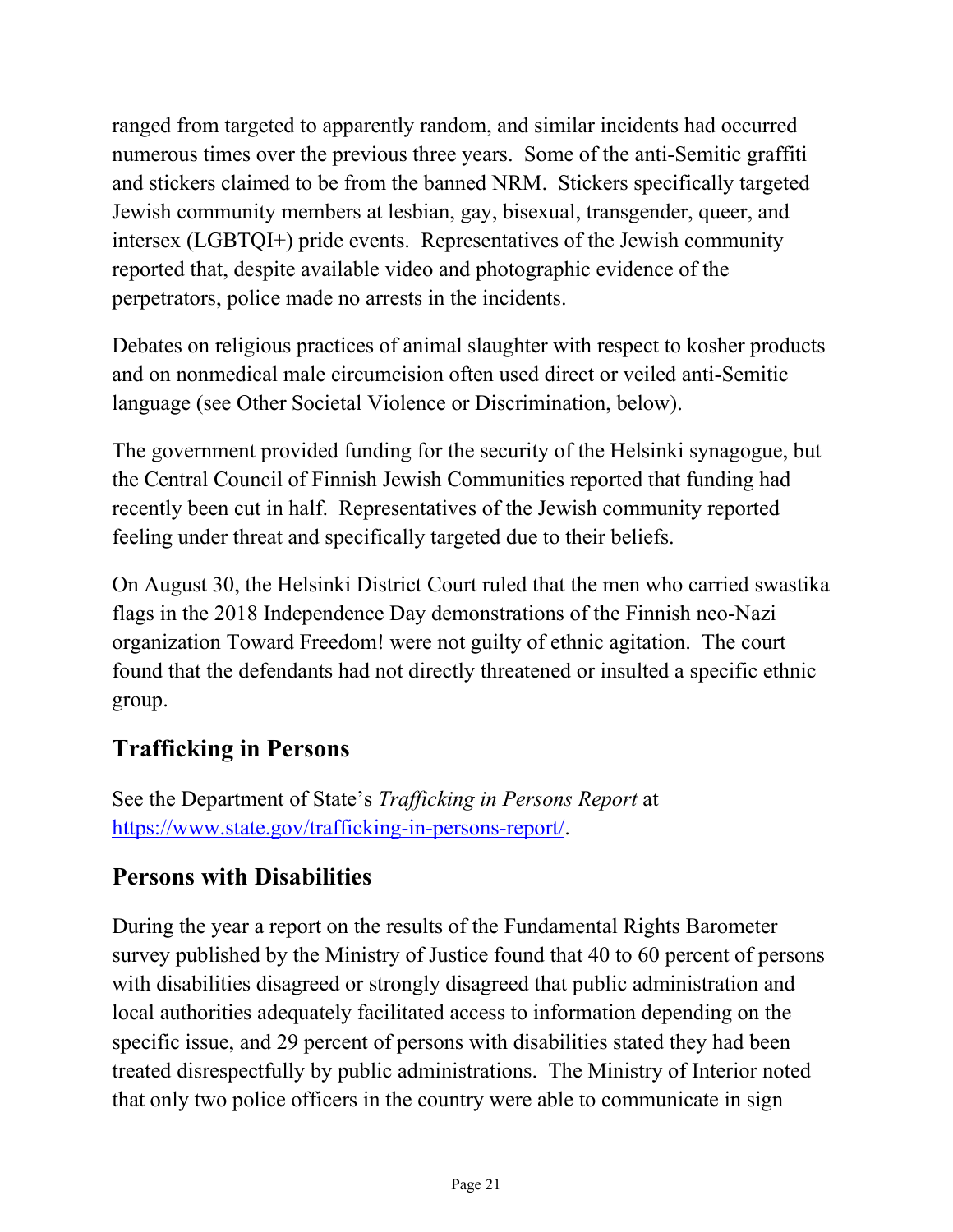ranged from targeted to apparently random, and similar incidents had occurred numerous times over the previous three years. Some of the anti-Semitic graffiti and stickers claimed to be from the banned NRM. Stickers specifically targeted Jewish community members at lesbian, gay, bisexual, transgender, queer, and intersex (LGBTQI+) pride events. Representatives of the Jewish community reported that, despite available video and photographic evidence of the perpetrators, police made no arrests in the incidents.

Debates on religious practices of animal slaughter with respect to kosher products and on nonmedical male circumcision often used direct or veiled anti-Semitic language (see Other Societal Violence or Discrimination, below).

The government provided funding for the security of the Helsinki synagogue, but the Central Council of Finnish Jewish Communities reported that funding had recently been cut in half. Representatives of the Jewish community reported feeling under threat and specifically targeted due to their beliefs.

On August 30, the Helsinki District Court ruled that the men who carried swastika flags in the 2018 Independence Day demonstrations of the Finnish neo-Nazi organization Toward Freedom! were not guilty of ethnic agitation. The court found that the defendants had not directly threatened or insulted a specific ethnic group.

## Trafficking in Persons

See the Department of State's *Trafficking in Persons Report* at [https://www.state.gov/trafficking-in-persons-report/](https://www.state.gov/trafficking-in-persons-report/).

## Persons with Disabilities

During the year a report on the results of the Fundamental Rights Barometer survey published by the Ministry of Justice found that 40 to 60 percent of persons with disabilities disagreed or strongly disagreed that public administration and local authorities adequately facilitated access to information depending on the specific issue, and 29 percent of persons with disabilities stated they had been treated disrespectfully by public administrations. The Ministry of Interior noted that only two police officers in the country were able to communicate in sign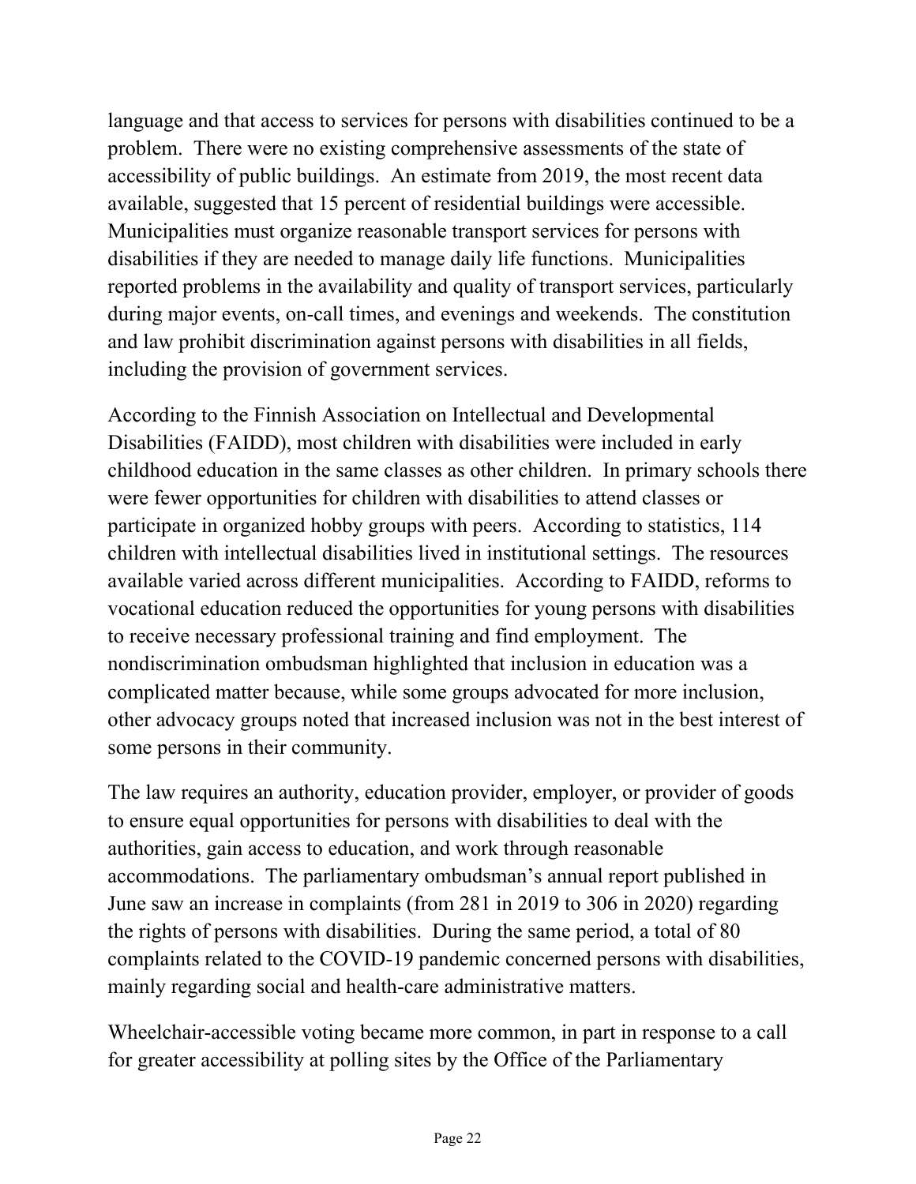language and that access to services for persons with disabilities continued to be a problem. There were no existing comprehensive assessments of the state of accessibility of public buildings. An estimate from 2019, the most recent data available, suggested that 15 percent of residential buildings were accessible. Municipalities must organize reasonable transport services for persons with disabilities if they are needed to manage daily life functions. Municipalities reported problems in the availability and quality of transport services, particularly during major events, on-call times, and evenings and weekends. The constitution and law prohibit discrimination against persons with disabilities in all fields, including the provision of government services.

According to the Finnish Association on Intellectual and Developmental Disabilities (FAIDD), most children with disabilities were included in early childhood education in the same classes as other children. In primary schools there were fewer opportunities for children with disabilities to attend classes or participate in organized hobby groups with peers. According to statistics, 114 children with intellectual disabilities lived in institutional settings. The resources available varied across different municipalities. According to FAIDD, reforms to vocational education reduced the opportunities for young persons with disabilities to receive necessary professional training and find employment. The nondiscrimination ombudsman highlighted that inclusion in education was a complicated matter because, while some groups advocated for more inclusion, other advocacy groups noted that increased inclusion was not in the best interest of some persons in their community.

The law requires an authority, education provider, employer, or provider of goods to ensure equal opportunities for persons with disabilities to deal with the authorities, gain access to education, and work through reasonable accommodations. The parliamentary ombudsman's annual report published in June saw an increase in complaints (from 281 in 2019 to 306 in 2020) regarding the rights of persons with disabilities. During the same period, a total of 80 complaints related to the COVID-19 pandemic concerned persons with disabilities, mainly regarding social and health-care administrative matters.

Wheelchair-accessible voting became more common, in part in response to a call for greater accessibility at polling sites by the Office of the Parliamentary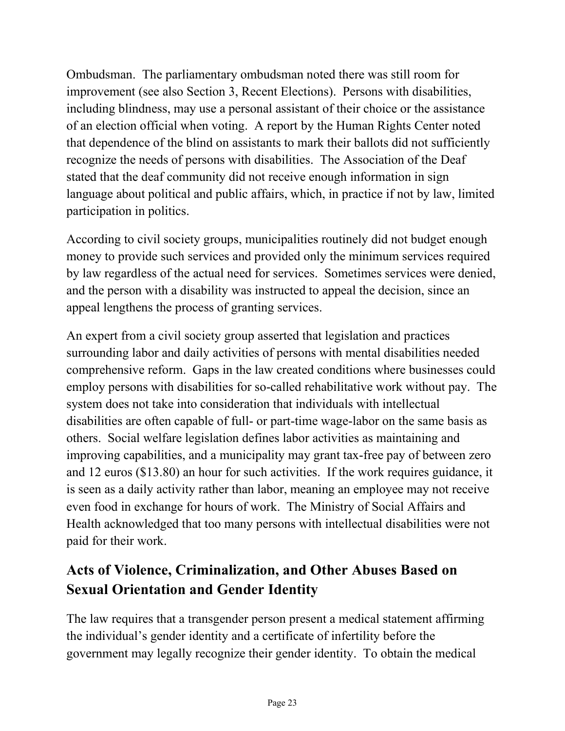Ombudsman. The parliamentary ombudsman noted there was still room for improvement (see also Section 3, Recent Elections). Persons with disabilities, including blindness, may use a personal assistant of their choice or the assistance of an election official when voting. A report by the Human Rights Center noted that dependence of the blind on assistants to mark their ballots did not sufficiently recognize the needs of persons with disabilities. The Association of the Deaf stated that the deaf community did not receive enough information in sign language about political and public affairs, which, in practice if not by law, limited participation in politics.

According to civil society groups, municipalities routinely did not budget enough money to provide such services and provided only the minimum services required by law regardless of the actual need for services. Sometimes services were denied, and the person with a disability was instructed to appeal the decision, since an appeal lengthens the process of granting services.

An expert from a civil society group asserted that legislation and practices surrounding labor and daily activities of persons with mental disabilities needed comprehensive reform. Gaps in the law created conditions where businesses could employ persons with disabilities for so-called rehabilitative work without pay. The system does not take into consideration that individuals with intellectual disabilities are often capable of full- or part-time wage-labor on the same basis as others. Social welfare legislation defines labor activities as maintaining and improving capabilities, and a municipality may grant tax-free pay of between zero and 12 euros ($13.80) an hour for such activities. If the work requires guidance, it is seen as a daily activity rather than labor, meaning an employee may not receive even food in exchange for hours of work. The Ministry of Social Affairs and Health acknowledged that too many persons with intellectual disabilities were not paid for their work.

## Acts of Violence, Criminalization, and Other Abuses Based on Sexual Orientation and Gender Identity

The law requires that a transgender person present a medical statement affirming the individual's gender identity and a certificate of infertility before the government may legally recognize their gender identity. To obtain the medical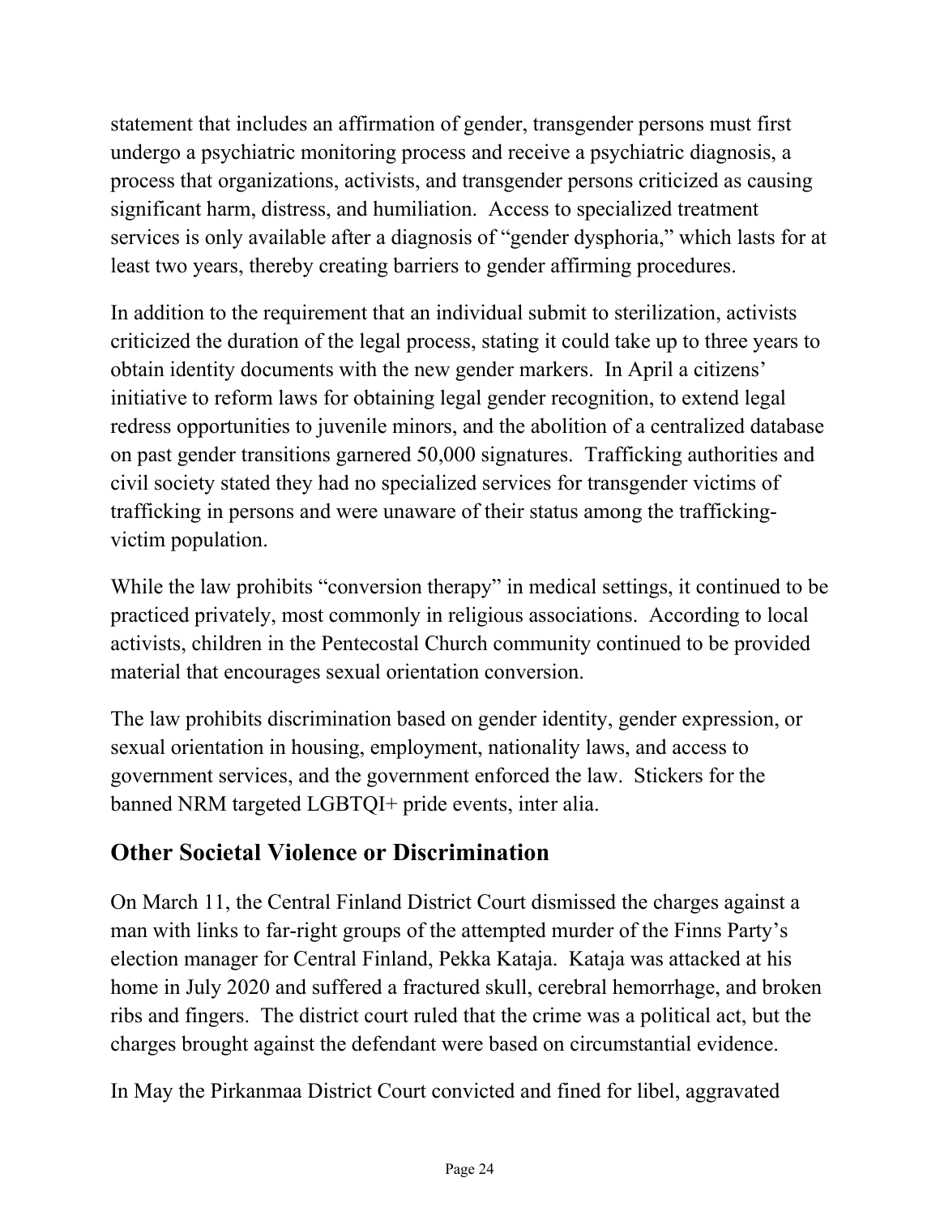statement that includes an affirmation of gender, transgender persons must first undergo a psychiatric monitoring process and receive a psychiatric diagnosis, a process that organizations, activists, and transgender persons criticized as causing significant harm, distress, and humiliation. Access to specialized treatment services is only available after a diagnosis of "gender dysphoria," which lasts for at least two years, thereby creating barriers to gender affirming procedures.

In addition to the requirement that an individual submit to sterilization, activists criticized the duration of the legal process, stating it could take up to three years to obtain identity documents with the new gender markers. In April a citizens' initiative to reform laws for obtaining legal gender recognition, to extend legal redress opportunities to juvenile minors, and the abolition of a centralized database on past gender transitions garnered 50,000 signatures. Trafficking authorities and civil society stated they had no specialized services for transgender victims of trafficking in persons and were unaware of their status among the trafficking-victim population.

While the law prohibits "conversion therapy" in medical settings, it continued to be practiced privately, most commonly in religious associations. According to local activists, children in the Pentecostal Church community continued to be provided material that encourages sexual orientation conversion.

The law prohibits discrimination based on gender identity, gender expression, or sexual orientation in housing, employment, nationality laws, and access to government services, and the government enforced the law. Stickers for the banned NRM targeted LGBTQI+ pride events, inter alia.

## Other Societal Violence or Discrimination

On March 11, the Central Finland District Court dismissed the charges against a man with links to far-right groups of the attempted murder of the Finns Party's election manager for Central Finland, Pekka Kataja. Kataja was attacked at his home in July 2020 and suffered a fractured skull, cerebral hemorrhage, and broken ribs and fingers. The district court ruled that the crime was a political act, but the charges brought against the defendant were based on circumstantial evidence.

In May the Pirkanmaa District Court convicted and fined for libel, aggravated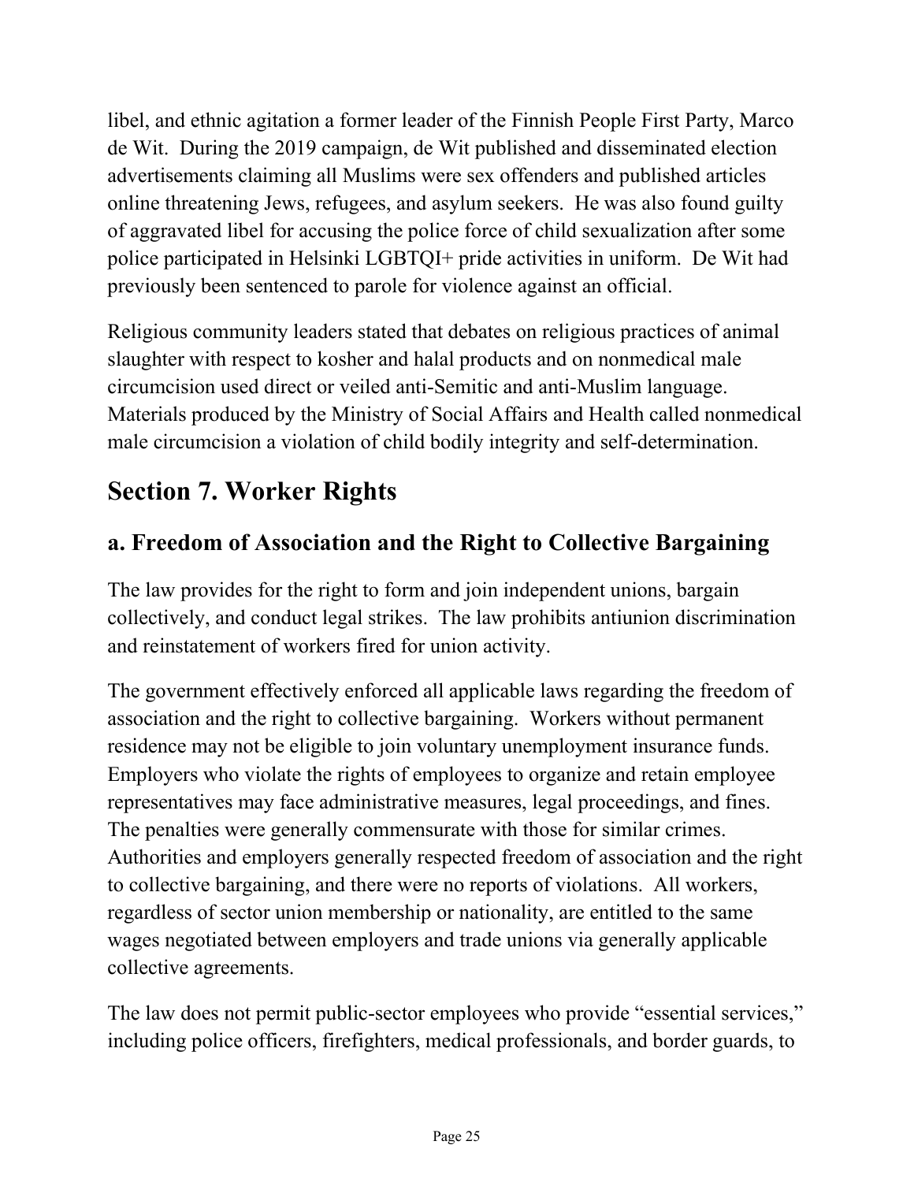libel, and ethnic agitation a former leader of the Finnish People First Party, Marco de Wit. During the 2019 campaign, de Wit published and disseminated election advertisements claiming all Muslims were sex offenders and published articles online threatening Jews, refugees, and asylum seekers. He was also found guilty of aggravated libel for accusing the police force of child sexualization after some police participated in Helsinki LGBTQI+ pride activities in uniform. De Wit had previously been sentenced to parole for violence against an official.

Religious community leaders stated that debates on religious practices of animal slaughter with respect to kosher and halal products and on nonmedical male circumcision used direct or veiled anti-Semitic and anti-Muslim language. Materials produced by the Ministry of Social Affairs and Health called nonmedical male circumcision a violation of child bodily integrity and self-determination.

# Section 7. Worker Rights

## a. Freedom of Association and the Right to Collective Bargaining

The law provides for the right to form and join independent unions, bargain collectively, and conduct legal strikes. The law prohibits antiunion discrimination and reinstatement of workers fired for union activity.

The government effectively enforced all applicable laws regarding the freedom of association and the right to collective bargaining. Workers without permanent residence may not be eligible to join voluntary unemployment insurance funds. Employers who violate the rights of employees to organize and retain employee representatives may face administrative measures, legal proceedings, and fines. The penalties were generally commensurate with those for similar crimes. Authorities and employers generally respected freedom of association and the right to collective bargaining, and there were no reports of violations. All workers, regardless of sector union membership or nationality, are entitled to the same wages negotiated between employers and trade unions via generally applicable collective agreements.

The law does not permit public-sector employees who provide "essential services," including police officers, firefighters, medical professionals, and border guards, to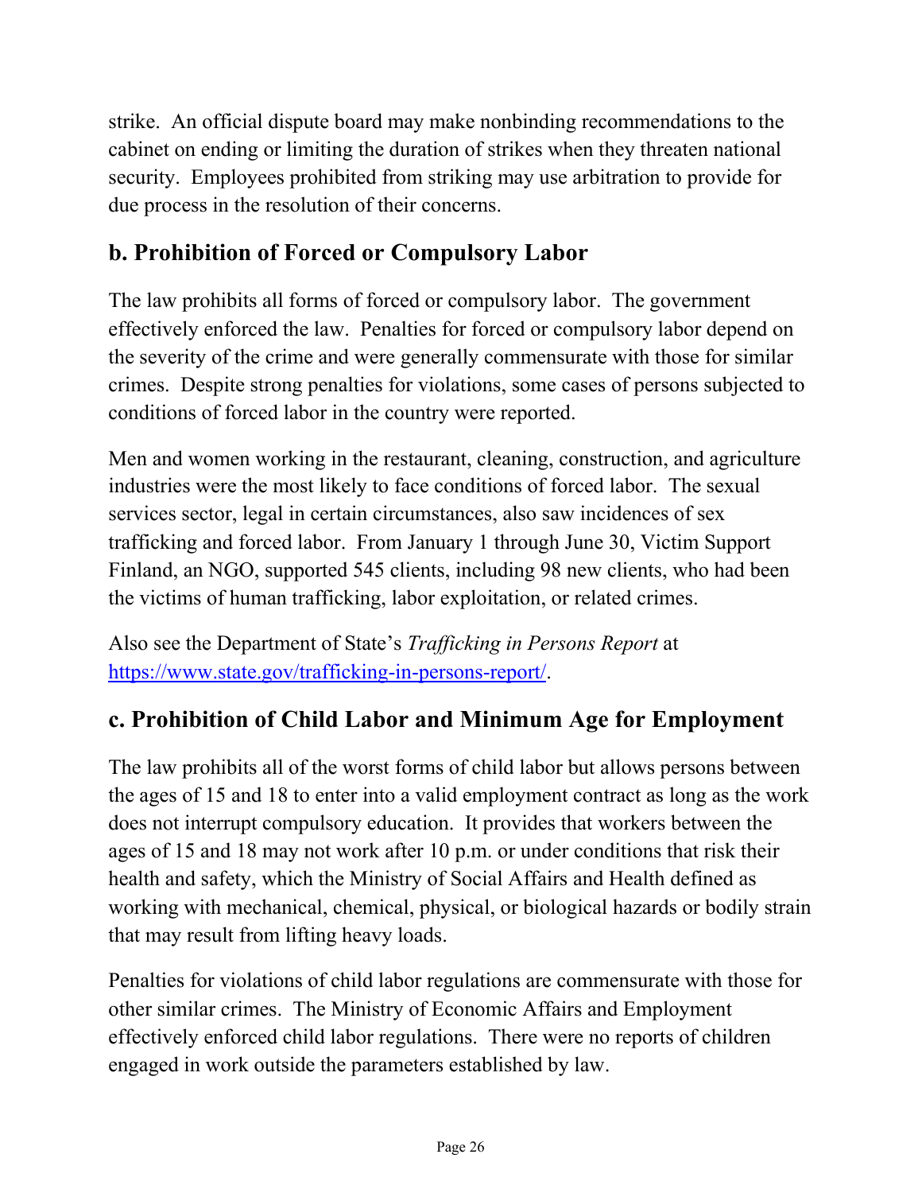strike. An official dispute board may make nonbinding recommendations to the cabinet on ending or limiting the duration of strikes when they threaten national security. Employees prohibited from striking may use arbitration to provide for due process in the resolution of their concerns.

## b. Prohibition of Forced or Compulsory Labor

The law prohibits all forms of forced or compulsory labor. The government effectively enforced the law. Penalties for forced or compulsory labor depend on the severity of the crime and were generally commensurate with those for similar crimes. Despite strong penalties for violations, some cases of persons subjected to conditions of forced labor in the country were reported.

Men and women working in the restaurant, cleaning, construction, and agriculture industries were the most likely to face conditions of forced labor. The sexual services sector, legal in certain circumstances, also saw incidences of sex trafficking and forced labor. From January 1 through June 30, Victim Support Finland, an NGO, supported 545 clients, including 98 new clients, who had been the victims of human trafficking, labor exploitation, or related crimes.

Also see the Department of State's *Trafficking in Persons Report* at [https://www.state.gov/trafficking-in-persons-report/](https://www.state.gov/trafficking-in-persons-report/).

## c. Prohibition of Child Labor and Minimum Age for Employment

The law prohibits all of the worst forms of child labor but allows persons between the ages of 15 and 18 to enter into a valid employment contract as long as the work does not interrupt compulsory education. It provides that workers between the ages of 15 and 18 may not work after 10 p.m. or under conditions that risk their health and safety, which the Ministry of Social Affairs and Health defined as working with mechanical, chemical, physical, or biological hazards or bodily strain that may result from lifting heavy loads.

Penalties for violations of child labor regulations are commensurate with those for other similar crimes. The Ministry of Economic Affairs and Employment effectively enforced child labor regulations. There were no reports of children engaged in work outside the parameters established by law.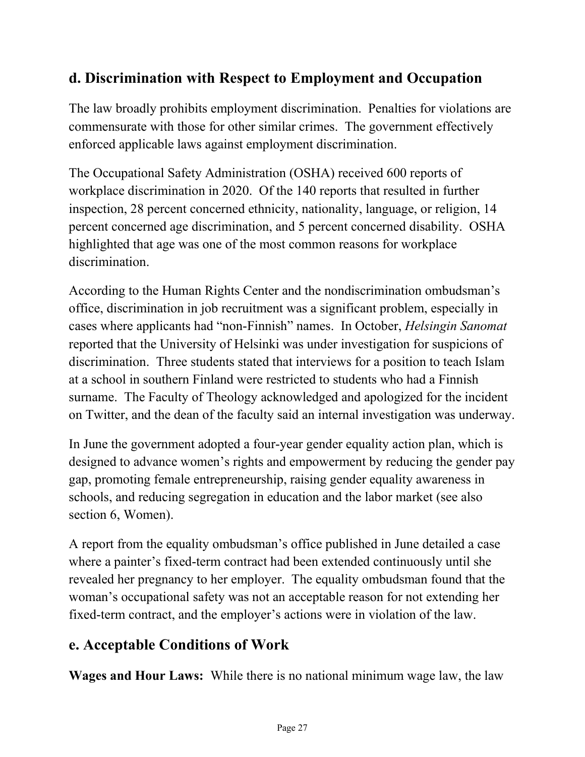## d. Discrimination with Respect to Employment and Occupation

The law broadly prohibits employment discrimination. Penalties for violations are commensurate with those for other similar crimes. The government effectively enforced applicable laws against employment discrimination.

The Occupational Safety Administration (OSHA) received 600 reports of workplace discrimination in 2020. Of the 140 reports that resulted in further inspection, 28 percent concerned ethnicity, nationality, language, or religion, 14 percent concerned age discrimination, and 5 percent concerned disability. OSHA highlighted that age was one of the most common reasons for workplace discrimination.

According to the Human Rights Center and the nondiscrimination ombudsman's office, discrimination in job recruitment was a significant problem, especially in cases where applicants had "non-Finnish" names. In October, *Helsingin Sanomat* reported that the University of Helsinki was under investigation for suspicions of discrimination. Three students stated that interviews for a position to teach Islam at a school in southern Finland were restricted to students who had a Finnish surname. The Faculty of Theology acknowledged and apologized for the incident on Twitter, and the dean of the faculty said an internal investigation was underway.

In June the government adopted a four-year gender equality action plan, which is designed to advance women's rights and empowerment by reducing the gender pay gap, promoting female entrepreneurship, raising gender equality awareness in schools, and reducing segregation in education and the labor market (see also section 6, Women).

A report from the equality ombudsman's office published in June detailed a case where a painter's fixed-term contract had been extended continuously until she revealed her pregnancy to her employer. The equality ombudsman found that the woman's occupational safety was not an acceptable reason for not extending her fixed-term contract, and the employer's actions were in violation of the law.

## e. Acceptable Conditions of Work

**Wages and Hour Laws:** While there is no national minimum wage law, the law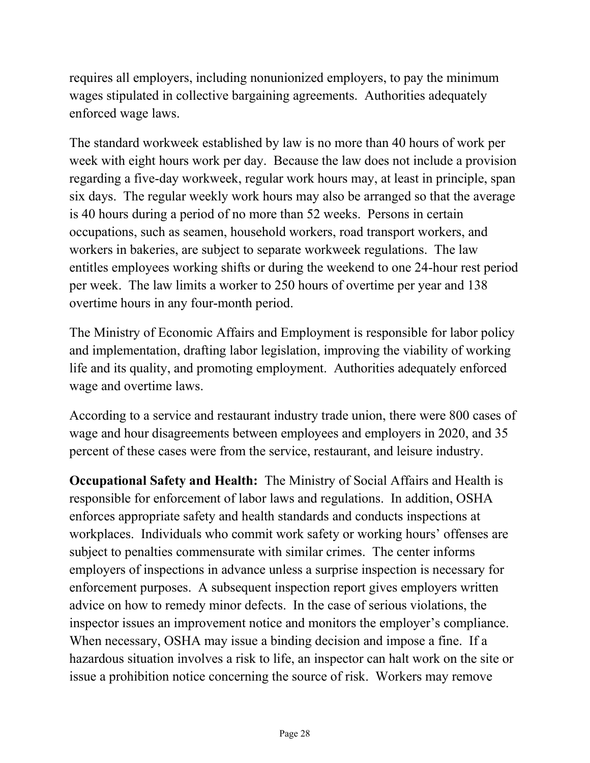requires all employers, including nonunionized employers, to pay the minimum wages stipulated in collective bargaining agreements. Authorities adequately enforced wage laws.

The standard workweek established by law is no more than 40 hours of work per week with eight hours work per day. Because the law does not include a provision regarding a five-day workweek, regular work hours may, at least in principle, span six days. The regular weekly work hours may also be arranged so that the average is 40 hours during a period of no more than 52 weeks. Persons in certain occupations, such as seamen, household workers, road transport workers, and workers in bakeries, are subject to separate workweek regulations. The law entitles employees working shifts or during the weekend to one 24-hour rest period per week. The law limits a worker to 250 hours of overtime per year and 138 overtime hours in any four-month period.

The Ministry of Economic Affairs and Employment is responsible for labor policy and implementation, drafting labor legislation, improving the viability of working life and its quality, and promoting employment. Authorities adequately enforced wage and overtime laws.

According to a service and restaurant industry trade union, there were 800 cases of wage and hour disagreements between employees and employers in 2020, and 35 percent of these cases were from the service, restaurant, and leisure industry.

**Occupational Safety and Health:** The Ministry of Social Affairs and Health is responsible for enforcement of labor laws and regulations. In addition, OSHA enforces appropriate safety and health standards and conducts inspections at workplaces. Individuals who commit work safety or working hours' offenses are subject to penalties commensurate with similar crimes. The center informs employers of inspections in advance unless a surprise inspection is necessary for enforcement purposes. A subsequent inspection report gives employers written advice on how to remedy minor defects. In the case of serious violations, the inspector issues an improvement notice and monitors the employer's compliance. When necessary, OSHA may issue a binding decision and impose a fine. If a hazardous situation involves a risk to life, an inspector can halt work on the site or issue a prohibition notice concerning the source of risk. Workers may remove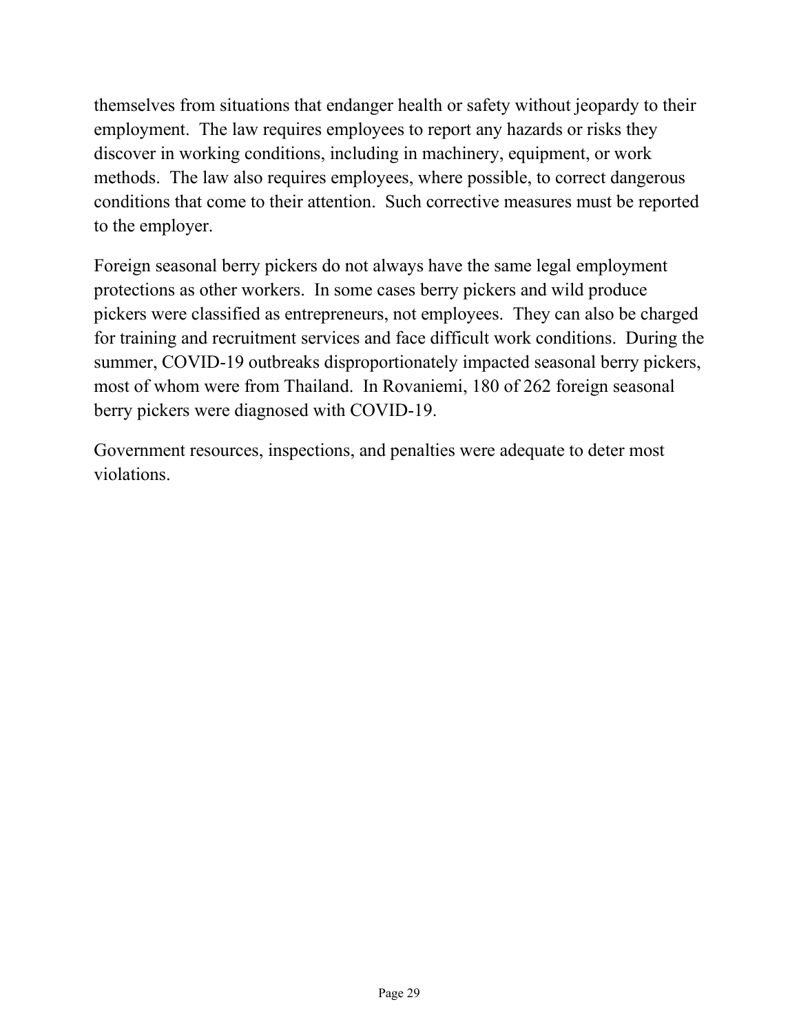themselves from situations that endanger health or safety without jeopardy to their employment. The law requires employees to report any hazards or risks they discover in working conditions, including in machinery, equipment, or work methods. The law also requires employees, where possible, to correct dangerous conditions that come to their attention. Such corrective measures must be reported to the employer.

Foreign seasonal berry pickers do not always have the same legal employment protections as other workers. In some cases berry pickers and wild produce pickers were classified as entrepreneurs, not employees. They can also be charged for training and recruitment services and face difficult work conditions. During the summer, COVID-19 outbreaks disproportionately impacted seasonal berry pickers, most of whom were from Thailand. In Rovaniemi, 180 of 262 foreign seasonal berry pickers were diagnosed with COVID-19.

Government resources, inspections, and penalties were adequate to deter most violations.